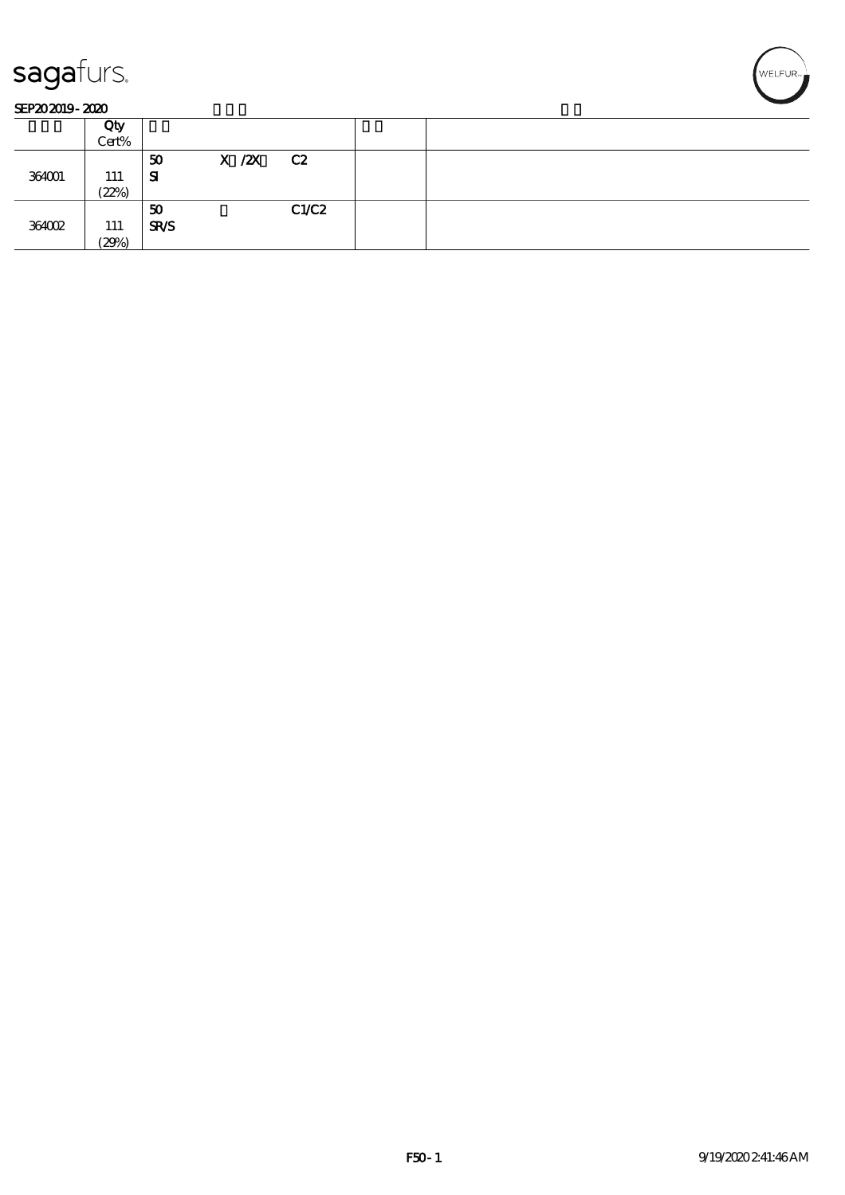sagafurs.

SEP20 2019 - 2020

|  | Qty<br>Cert% |  |  |  |  |  |
|---|---|---|---|---|---|---|
| 364001 | 111<br>(22%) | 50<br>SI | X /2X | C2 |  |  |
| 364002 | 111<br>(29%) | 50<br>SR/S |  | C1/C2 |  |  |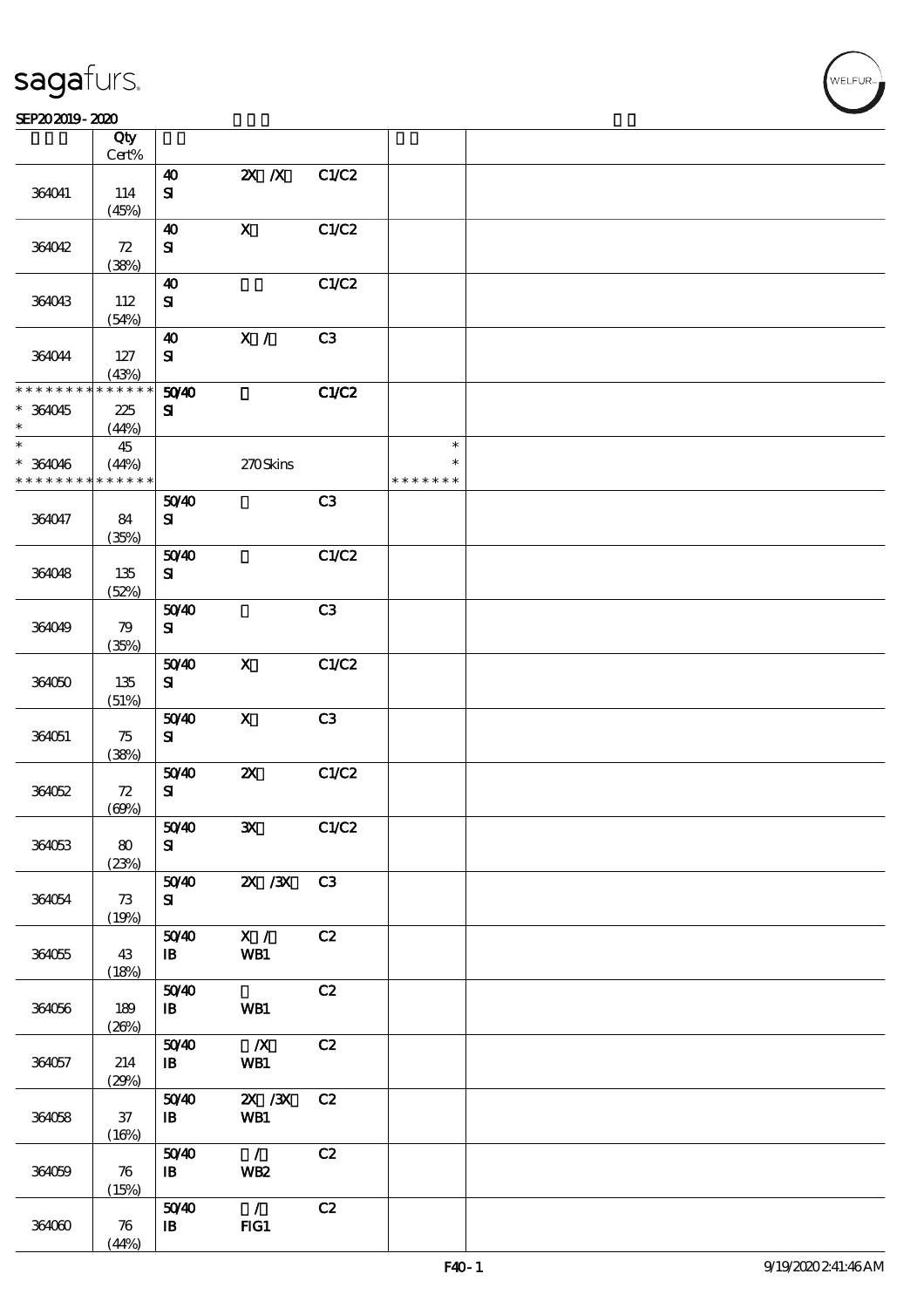| | Qty Cert% | | | | | |
|---|---|---|---|---|---|---|
| 364041 | 114 (45%) | 40 SI | 2X /X | C1/C2 | | |
| 364042 | 72 (38%) | 40 SI | X | C1/C2 | | |
| 364043 | 112 (54%) | 40 SI | | C1/C2 | | |
| 364044 | 127 (43%) | 40 SI | X / | C3 | | |
| * * * * * * * * * * * * * * * 364045 * | 225 (44%) | 50/40 SI | | C1/C2 | | |
| * * 364046 * * * * * * * * * * * * * * | 45 (44%) | | 270 Skins | | * * * * * * * * * | |
| 364047 | 84 (35%) | 50/40 SI | | C3 | | |
| 364048 | 135 (52%) | 50/40 SI | | C1/C2 | | |
| 364049 | 79 (35%) | 50/40 SI | | C3 | | |
| 364050 | 135 (51%) | 50/40 SI | X | C1/C2 | | |
| 364051 | 75 (38%) | 50/40 SI | X | C3 | | |
| 364052 | 72 (69%) | 50/40 SI | 2X | C1/C2 | | |
| 364053 | 80 (23%) | 50/40 SI | 3X | C1/C2 | | |
| 364054 | 73 (19%) | 50/40 SI | 2X /3X | C3 | | |
| 364055 | 43 (18%) | 50/40 IB | X / WB1 | C2 | | |
| 364056 | 189 (26%) | 50/40 IB | WB1 | C2 | | |
| 364057 | 214 (29%) | 50/40 IB | /X WB1 | C2 | | |
| 364058 | 37 (16%) | 50/40 IB | 2X /3X WB1 | C2 | | |
| 364059 | 76 (15%) | 50/40 IB | / WB2 | C2 | | |
| 364060 | 76 (44%) | 50/40 IB | / FIG1 | C2 | | |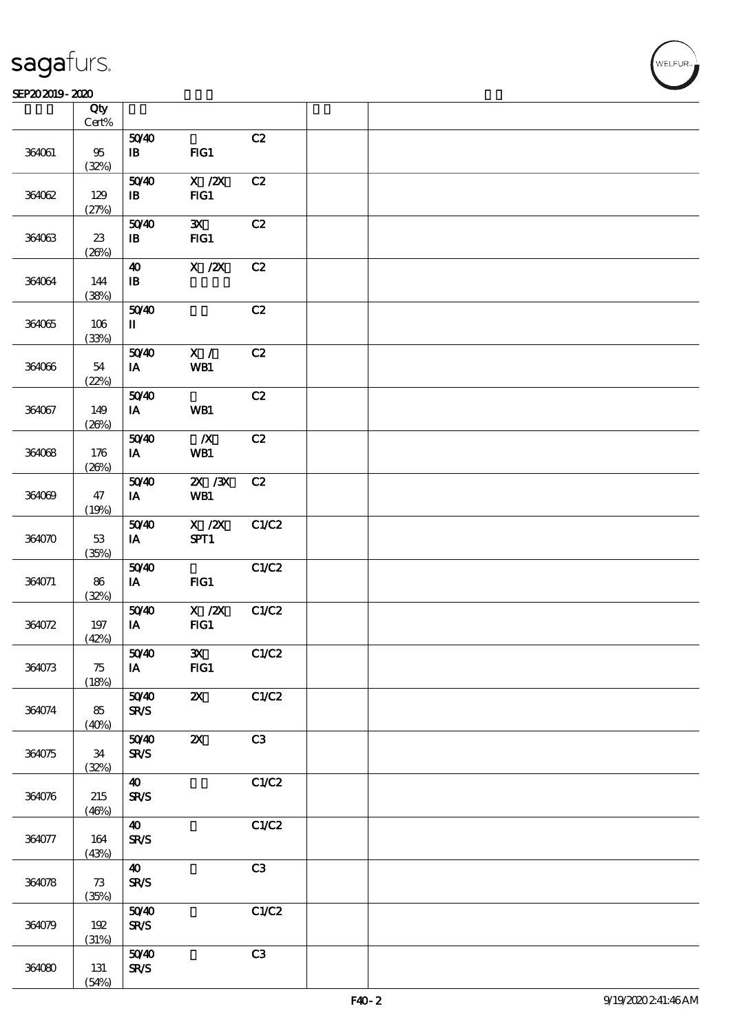| | Qty<br>Cert% | | | | | |
|---|---|---|---|---|---|---|
| 364061 | 95<br>(32%) | 50/40<br>IB | <br>FIG1 | C2 | | |
| 364062 | 129<br>(27%) | 50/40<br>IB | X /2X<br>FIG1 | C2 | | |
| 364063 | 23<br>(26%) | 50/40<br>IB | 3X<br>FIG1 | C2 | | |
| 364064 | 144<br>(38%) | 40<br>IB | X /2X | C2 | | |
| 364065 | 106<br>(33%) | 50/40<br>II | | C2 | | |
| 364066 | 54<br>(22%) | 50/40<br>IA | X /<br>WB1 | C2 | | |
| 364067 | 149<br>(26%) | 50/40<br>IA | <br>WB1 | C2 | | |
| 364068 | 176<br>(26%) | 50/40<br>IA | /X<br>WB1 | C2 | | |
| 364069 | 47<br>(19%) | 50/40<br>IA | 2X /3X<br>WB1 | C2 | | |
| 364070 | 53<br>(35%) | 50/40<br>IA | X /2X<br>SPT1 | C1/C2 | | |
| 364071 | 86<br>(32%) | 50/40<br>IA | <br>FIG1 | C1/C2 | | |
| 364072 | 197<br>(42%) | 50/40<br>IA | X /2X<br>FIG1 | C1/C2 | | |
| 364073 | 75<br>(18%) | 50/40<br>IA | 3X<br>FIG1 | C1/C2 | | |
| 364074 | 85<br>(40%) | 50/40<br>SR/S | 2X | C1/C2 | | |
| 364075 | 34<br>(32%) | 50/40<br>SR/S | 2X | C3 | | |
| 364076 | 215<br>(46%) | 40<br>SR/S | | C1/C2 | | |
| 364077 | 164<br>(43%) | 40<br>SR/S | | C1/C2 | | |
| 364078 | 73<br>(35%) | 40<br>SR/S | | C3 | | |
| 364079 | 192<br>(31%) | 50/40<br>SR/S | | C1/C2 | | |
| 364080 | 131<br>(54%) | 50/40<br>SR/S | | C3 | | |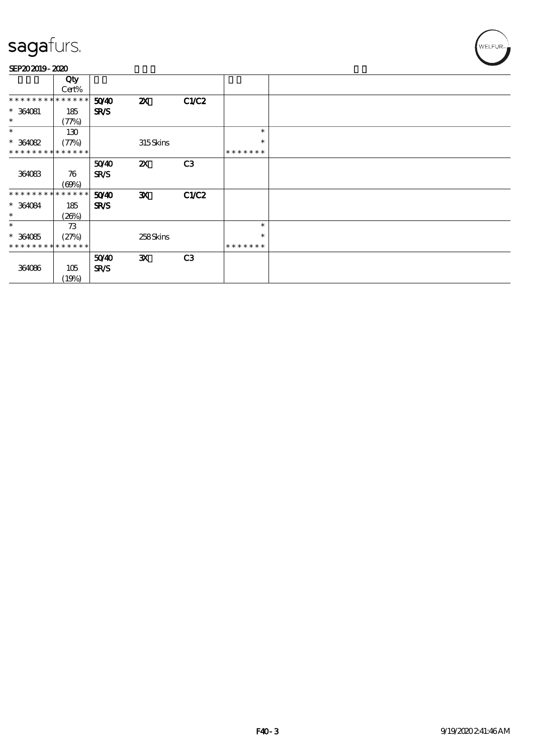# sagafurs.

SEP20 2019 - 2020

|  | Qty Cert% |  |  |  |  |  |
|---|---|---|---|---|---|---|
| * * * * * * * * * * * * * * | 50/40 | 2X | C1/C2 |  |  |  |
| * 364081 | 185 | SR/S |  |  |  |  |
| * | (77%) |  |  |  |  |  |
| * | 130 |  |  |  | * |  |
| * 364082 | (77%) |  | 315 Skins |  | * |  |
| * * * * * * * * * * * * * * |  |  |  |  | * * * * * * * |  |
|  |  | 50/40 | 2X | C3 |  |  |
| 364083 | 76 | SR/S |  |  |  |  |
|  | (69%) |  |  |  |  |  |
| * * * * * * * * * * * * * * | 50/40 | 3X | C1/C2 |  |  |  |
| * 364084 | 185 | SR/S |  |  |  |  |
| * | (26%) |  |  |  |  |  |
| * | 73 |  |  |  | * |  |
| * 364085 | (27%) |  | 258 Skins |  | * |  |
| * * * * * * * * * * * * * * |  |  |  |  | * * * * * * * |  |
|  |  | 50/40 | 3X | C3 |  |  |
| 364086 | 105 | SR/S |  |  |  |  |
|  | (19%) |  |  |  |  |  |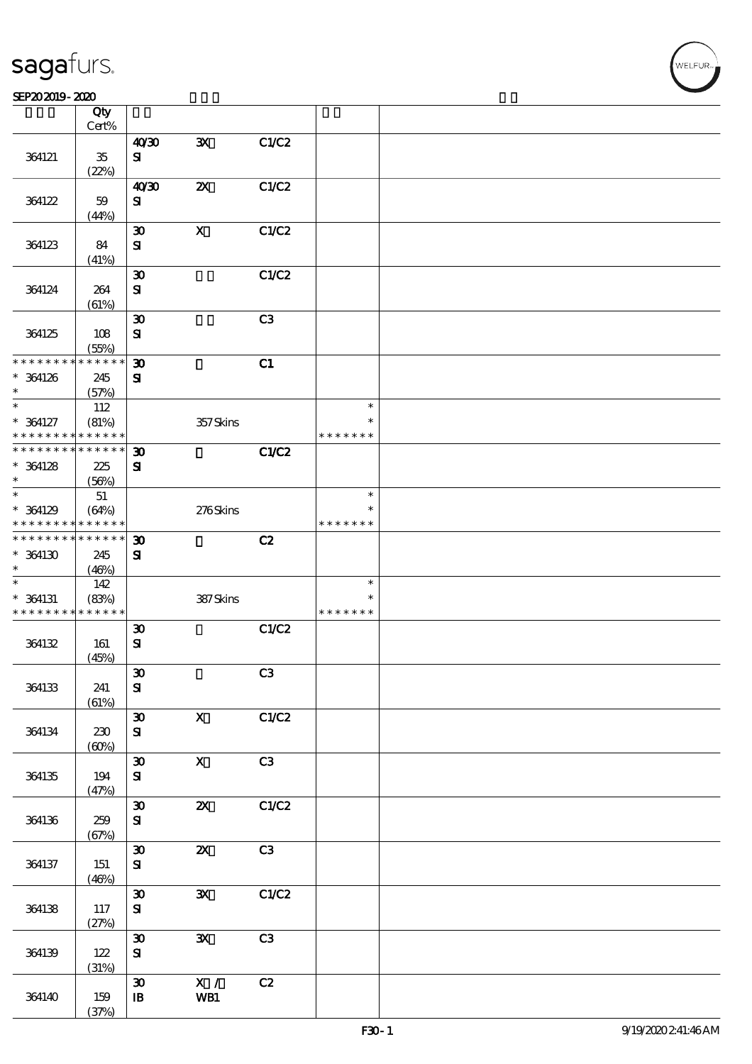| | Qty Cert% | | | | | |
|---|---|---|---|---|---|---|
| 364121 | 35 (22%) | 40/30 SI | 3X | C1/C2 | | |
| 364122 | 59 (44%) | 40/30 SI | 2X | C1/C2 | | |
| 364123 | 84 (41%) | 30 SI | X | C1/C2 | | |
| 364124 | 264 (61%) | 30 SI | | C1/C2 | | |
| 364125 | 108 (55%) | 30 SI | | C3 | | |
| * * * * * * * * * * * * * * * 364126 * | 245 (57%) | 30 SI | | C1 | | |
| * * 364127 * * * * * * * * * * * * * * | 112 (81%) | | 357 Skins | | * * * * * * * * * | |
| * * * * * * * * * * * * * * * 364128 * | 225 (56%) | 30 SI | | C1/C2 | | |
| * * 364129 * * * * * * * * * * * * * * | 51 (64%) | | 276 Skins | | * * * * * * * * * | |
| * * * * * * * * * * * * * * * 364130 * | 245 (46%) | 30 SI | | C2 | | |
| * * 364131 * * * * * * * * * * * * * * | 142 (83%) | | 387 Skins | | * * * * * * * * * | |
| 364132 | 161 (45%) | 30 SI | | C1/C2 | | |
| 364133 | 241 (61%) | 30 SI | | C3 | | |
| 364134 | 230 (60%) | 30 SI | X | C1/C2 | | |
| 364135 | 194 (47%) | 30 SI | X | C3 | | |
| 364136 | 259 (67%) | 30 SI | 2X | C1/C2 | | |
| 364137 | 151 (46%) | 30 SI | 2X | C3 | | |
| 364138 | 117 (27%) | 30 SI | 3X | C1/C2 | | |
| 364139 | 122 (31%) | 30 SI | 3X | C3 | | |
| 364140 | 159 (37%) | 30 IB | X / WB1 | C2 | | |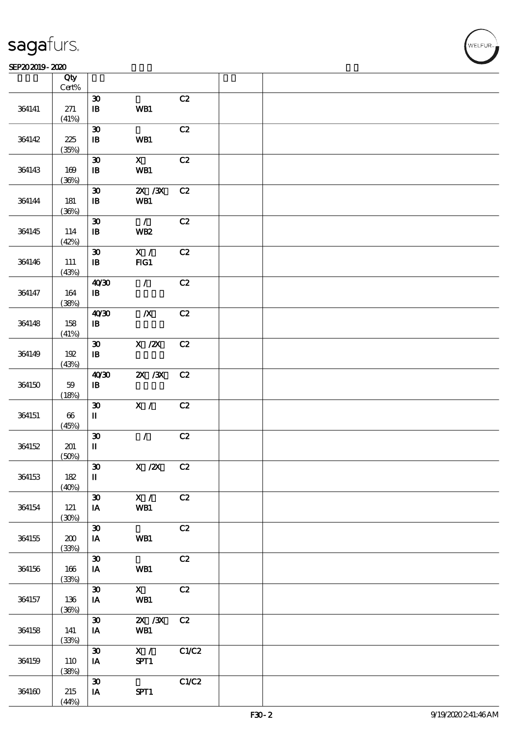| | Qty<br>Cert% | | | | | |
|---|---|---|---|---|---|---|
| 364141 | 271<br>(41%) | 30<br>IB | <br>WB1 | C2 | | |
| 364142 | 225<br>(35%) | 30<br>IB | <br>WB1 | C2 | | |
| 364143 | 169<br>(36%) | 30<br>IB | X<br>WB1 | C2 | | |
| 364144 | 181<br>(36%) | 30<br>IB | 2X /3X<br>WB1 | C2 | | |
| 364145 | 114<br>(42%) | 30<br>IB | /<br>WB2 | C2 | | |
| 364146 | 111<br>(43%) | 30<br>IB | X /<br>FIG1 | C2 | | |
| 364147 | 164<br>(38%) | 40/30<br>IB | / | C2 | | |
| 364148 | 158<br>(41%) | 40/30<br>IB | /X | C2 | | |
| 364149 | 192<br>(43%) | 30<br>IB | X /2X | C2 | | |
| 364150 | 59<br>(18%) | 40/30<br>IB | 2X /3X | C2 | | |
| 364151 | 66<br>(45%) | 30<br>II | X / | C2 | | |
| 364152 | 201<br>(50%) | 30<br>II | / | C2 | | |
| 364153 | 182<br>(40%) | 30<br>II | X /2X | C2 | | |
| 364154 | 121<br>(30%) | 30<br>IA | X /<br>WB1 | C2 | | |
| 364155 | 200<br>(33%) | 30<br>IA | <br>WB1 | C2 | | |
| 364156 | 166<br>(33%) | 30<br>IA | <br>WB1 | C2 | | |
| 364157 | 136<br>(36%) | 30<br>IA | X<br>WB1 | C2 | | |
| 364158 | 141<br>(33%) | 30<br>IA | 2X /3X<br>WB1 | C2 | | |
| 364159 | 110<br>(38%) | 30<br>IA | X /<br>SPT1 | C1/C2 | | |
| 364160 | 215<br>(44%) | 30<br>IA | <br>SPT1 | C1/C2 | | |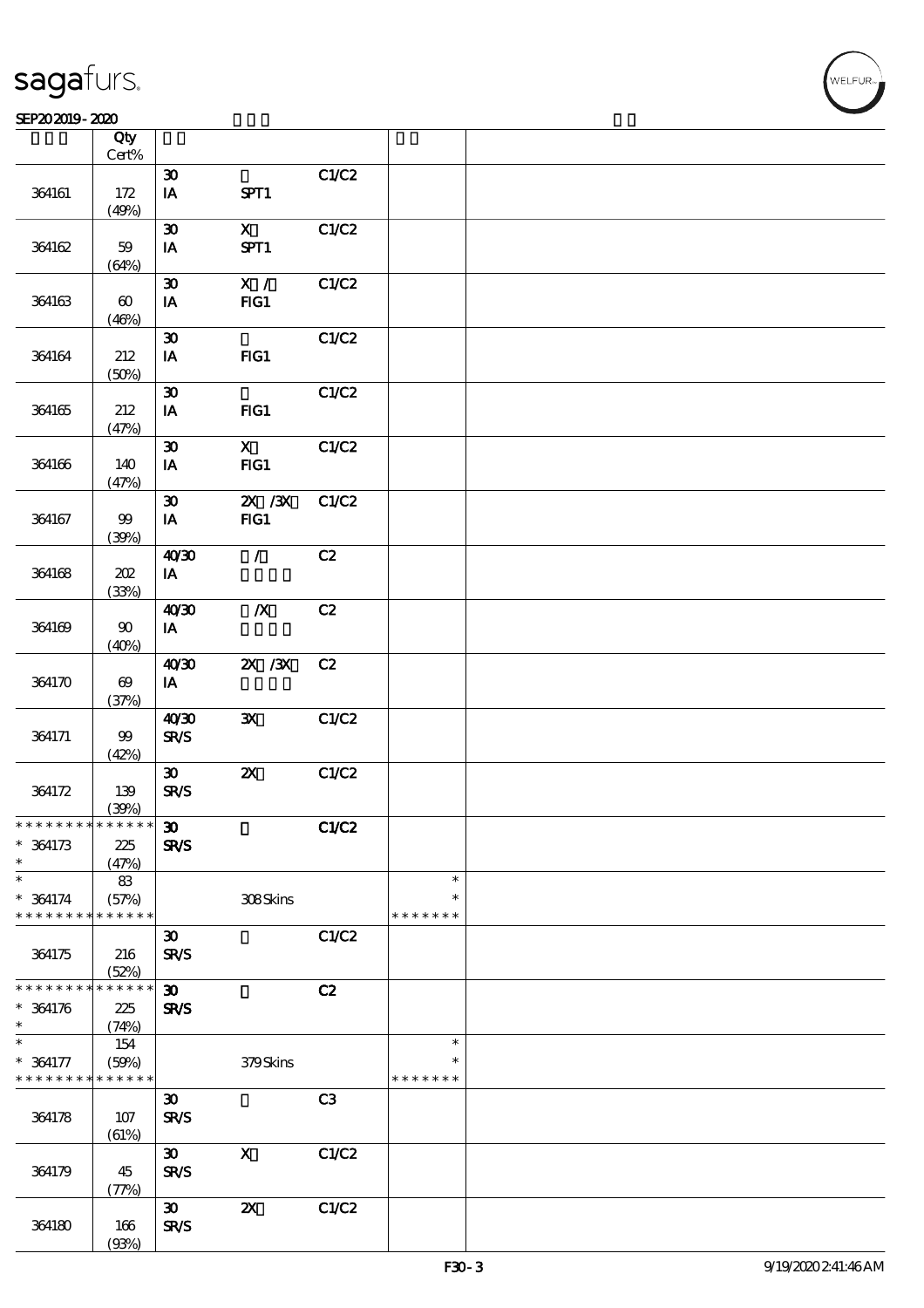| | Qty Cert% | | | | | |
|---|---|---|---|---|---|---|
| 364161 | 172 (49%) | 30 IA | SPT1 | C1/C2 | | |
| 364162 | 59 (64%) | 30 IA | X SPT1 | C1/C2 | | |
| 364163 | 60 (46%) | 30 IA | X / FIG1 | C1/C2 | | |
| 364164 | 212 (50%) | 30 IA | FIG1 | C1/C2 | | |
| 364165 | 212 (47%) | 30 IA | FIG1 | C1/C2 | | |
| 364166 | 140 (47%) | 30 IA | X FIG1 | C1/C2 | | |
| 364167 | 99 (39%) | 30 IA | 2X /3X FIG1 | C1/C2 | | |
| 364168 | 202 (33%) | 40/30 IA | / | C2 | | |
| 364169 | 90 (40%) | 40/30 IA | /X | C2 | | |
| 364170 | 69 (37%) | 40/30 IA | 2X /3X | C2 | | |
| 364171 | 99 (42%) | 40/30 SR/S | 3X | C1/C2 | | |
| 364172 | 139 (39%) | 30 SR/S | 2X | C1/C2 | | |
| * * * * * * * * * * * * * * * 364173 * | 225 (47%) | 30 SR/S | | C1/C2 | | |
| * * 364174 * * * * * * * * * * * * * * | 83 (57%) | | 308 Skins | | * * * * * * * * * | |
| 364175 | 216 (52%) | 30 SR/S | | C1/C2 | | |
| * * * * * * * * * * * * * * * 364176 * | 225 (74%) | 30 SR/S | | C2 | | |
| * * 364177 * * * * * * * * * * * * * * | 154 (59%) | | 379 Skins | | * * * * * * * * * | |
| 364178 | 107 (61%) | 30 SR/S | | C3 | | |
| 364179 | 45 (77%) | 30 SR/S | X | C1/C2 | | |
| 364180 | 166 (93%) | 30 SR/S | 2X | C1/C2 | | |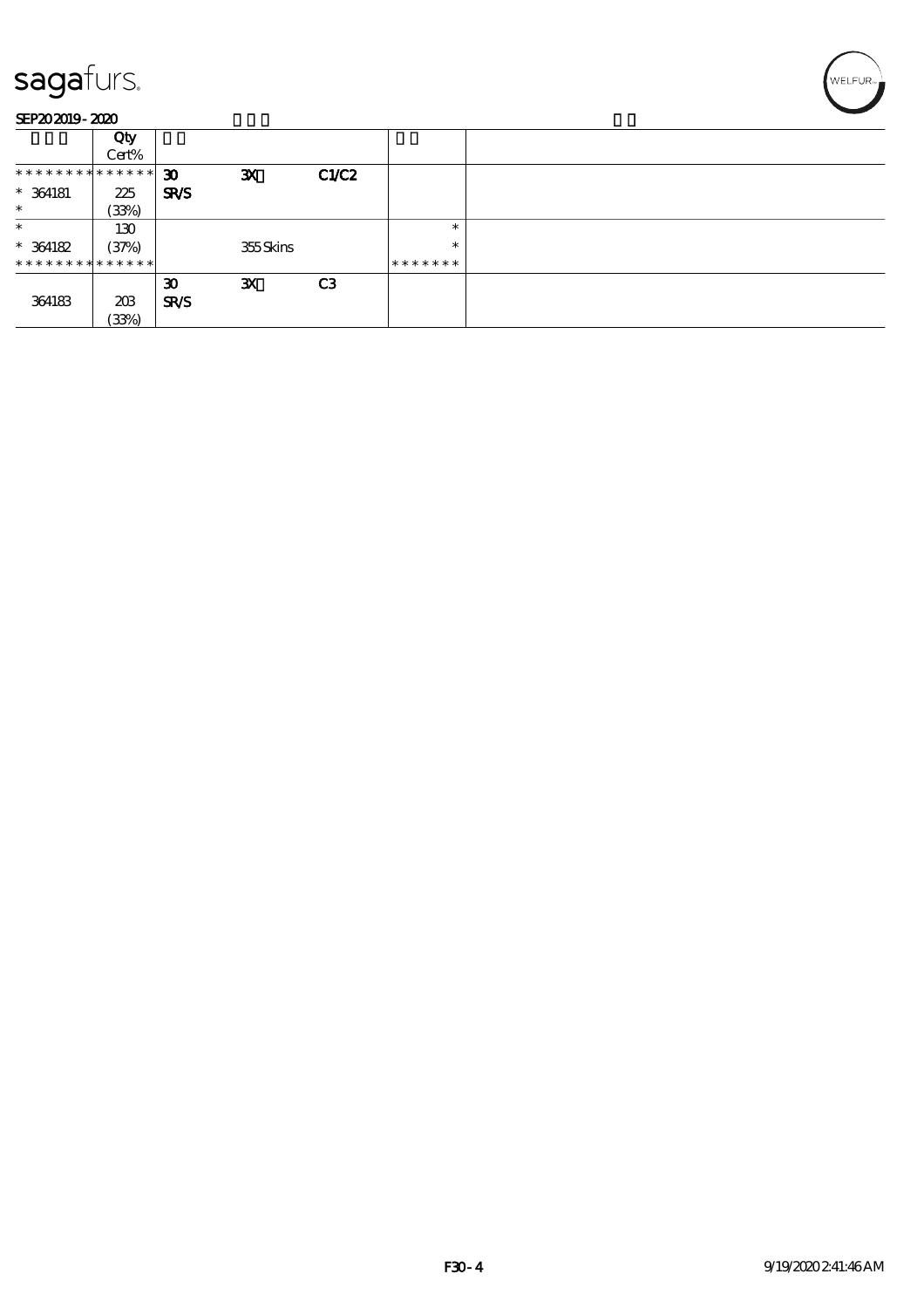| | Qty<br>Cert% | | | | | |
|---|---|---|---|---|---|---|
| * * * * * * * * * * * * * * | | 30 | 3X | C1/C2 | | |
| * 364181 | 225 | SR/S | | | | |
| * | (33%) | | | | | |
| * | 130 | | | | * | |
| * 364182 | (37%) | | 355 Skins | | * | |
| * * * * * * * * * * * * * * | | | | | * * * * * * * | |
| | | 30 | 3X | C3 | | |
| 364183 | 203 | SR/S | | | | |
| | (33%) | | | | | |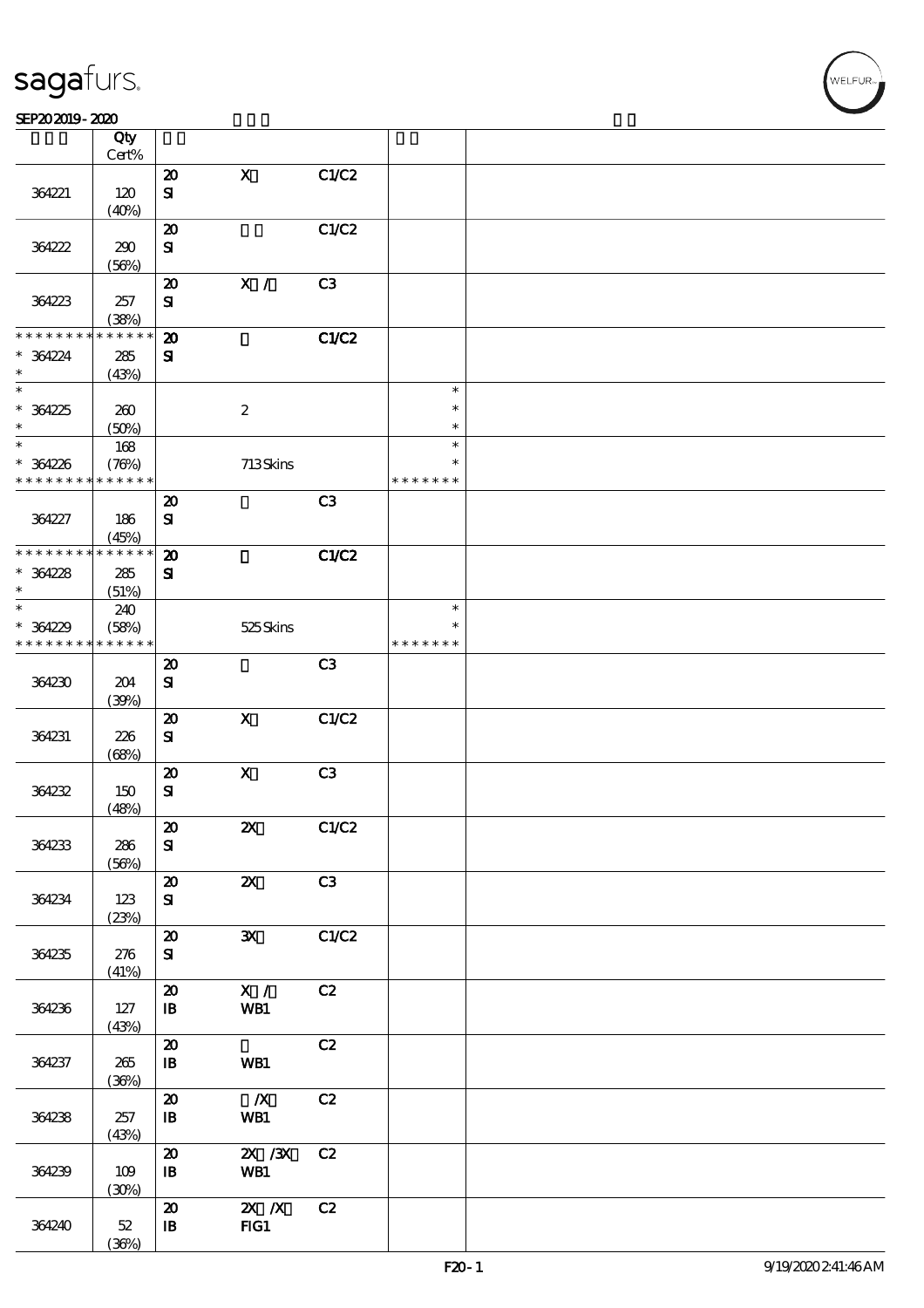| | Qty<br>Cert% | | | | | |
|---|---|---|---|---|---|---|
| 364221 | 120<br>(40%) | 20<br>SI | X | C1/C2 | | |
| 364222 | 290<br>(56%) | 20<br>SI | | C1/C2 | | |
| 364223 | 257<br>(38%) | 20<br>SI | X / | C3 | | |
| * * * * * * * * * * * * * *<br>* 364224<br>* | * * * * * *<br>285<br>(43%) | 20<br>SI | | C1/C2 | | |
| *<br>* 364225<br>* | 260<br>(50%) | | 2 | | *<br>*<br>* | |
| *<br>* 364226<br>* * * * * * * * * * * * * * | 168<br>(76%)<br>* * * * * * | | 713 Skins | | *<br>*<br>* * * * * * * | |
| 364227 | 186<br>(45%) | 20<br>SI | | C3 | | |
| * * * * * * * * * * * * * *<br>* 364228<br>* | * * * * * *<br>285<br>(51%) | 20<br>SI | | C1/C2 | | |
| *<br>* 364229<br>* * * * * * * * * * * * * * | 240<br>(58%)<br>* * * * * * | | 525 Skins | | *<br>*<br>* * * * * * * | |
| 364230 | 204<br>(39%) | 20<br>SI | | C3 | | |
| 364231 | 226<br>(68%) | 20<br>SI | X | C1/C2 | | |
| 364232 | 150<br>(48%) | 20<br>SI | X | C3 | | |
| 364233 | 286<br>(56%) | 20<br>SI | 2X | C1/C2 | | |
| 364234 | 123<br>(23%) | 20<br>SI | 2X | C3 | | |
| 364235 | 276<br>(41%) | 20<br>SI | 3X | C1/C2 | | |
| 364236 | 127<br>(43%) | 20<br>IB | X /<br>WB1 | C2 | | |
| 364237 | 265<br>(36%) | 20<br>IB | <br>WB1 | C2 | | |
| 364238 | 257<br>(43%) | 20<br>IB | /X<br>WB1 | C2 | | |
| 364239 | 109<br>(30%) | 20<br>IB | 2X /3X<br>WB1 | C2 | | |
| 364240 | 52<br>(36%) | 20<br>IB | 2X /X<br>FIG1 | C2 | | |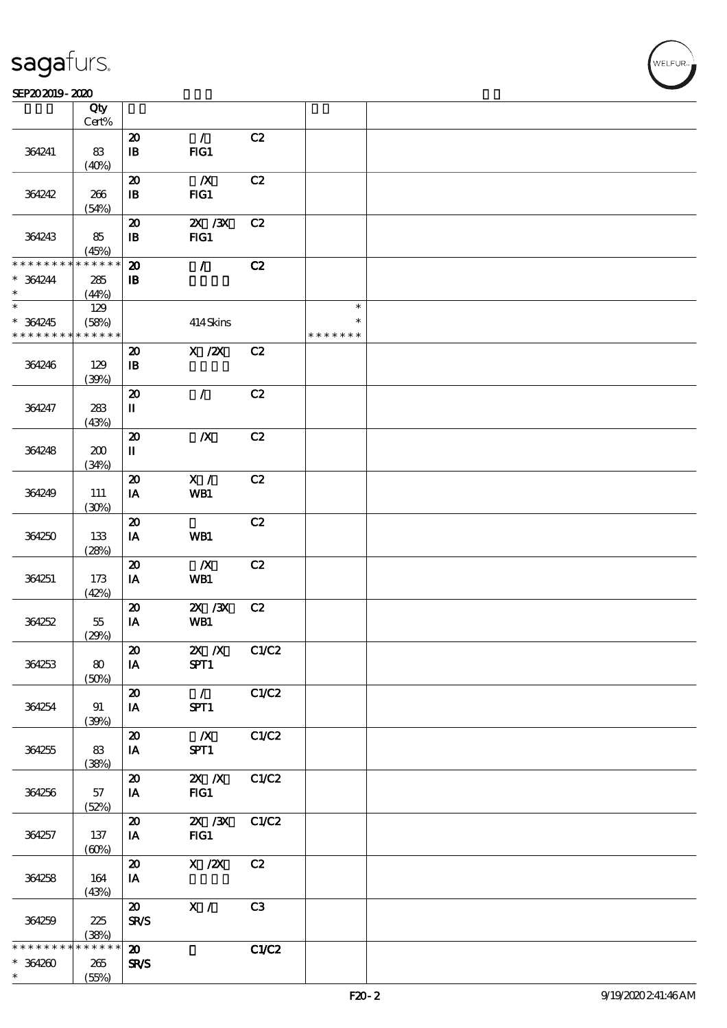| | Qty Cert% | | | | | |
|---|---|---|---|---|---|---|
| 364241 | 83 (40%) | 20 IB | / FIG1 | C2 | | |
| 364242 | 266 (54%) | 20 IB | /X FIG1 | C2 | | |
| 364243 | 85 (45%) | 20 IB | 2X /3X FIG1 | C2 | | |
| * * * * * * * * * * * * * * * 364244 * | 285 (44%) | 20 IB | / | C2 | | |
| * * 364245 * * * * * * * * * * * * * * | 129 (58%) | | 414 Skins | | * * * * * * * * * | |
| 364246 | 129 (39%) | 20 IB | X /2X | C2 | | |
| 364247 | 283 (43%) | 20 II | / | C2 | | |
| 364248 | 200 (34%) | 20 II | /X | C2 | | |
| 364249 | 111 (30%) | 20 IA | X / WB1 | C2 | | |
| 364250 | 133 (28%) | 20 IA | WB1 | C2 | | |
| 364251 | 173 (42%) | 20 IA | /X WB1 | C2 | | |
| 364252 | 55 (29%) | 20 IA | 2X /3X WB1 | C2 | | |
| 364253 | 80 (50%) | 20 IA | 2X /X SPT1 | C1/C2 | | |
| 364254 | 91 (39%) | 20 IA | / SPT1 | C1/C2 | | |
| 364255 | 83 (38%) | 20 IA | /X SPT1 | C1/C2 | | |
| 364256 | 57 (52%) | 20 IA | 2X /X FIG1 | C1/C2 | | |
| 364257 | 137 (60%) | 20 IA | 2X /3X FIG1 | C1/C2 | | |
| 364258 | 164 (43%) | 20 IA | X /2X | C2 | | |
| 364259 | 225 (38%) | 20 SR/S | X / | C3 | | |
| * * * * * * * * * * * * * * * 364260 * | 265 (55%) | 20 SR/S | | C1/C2 | | |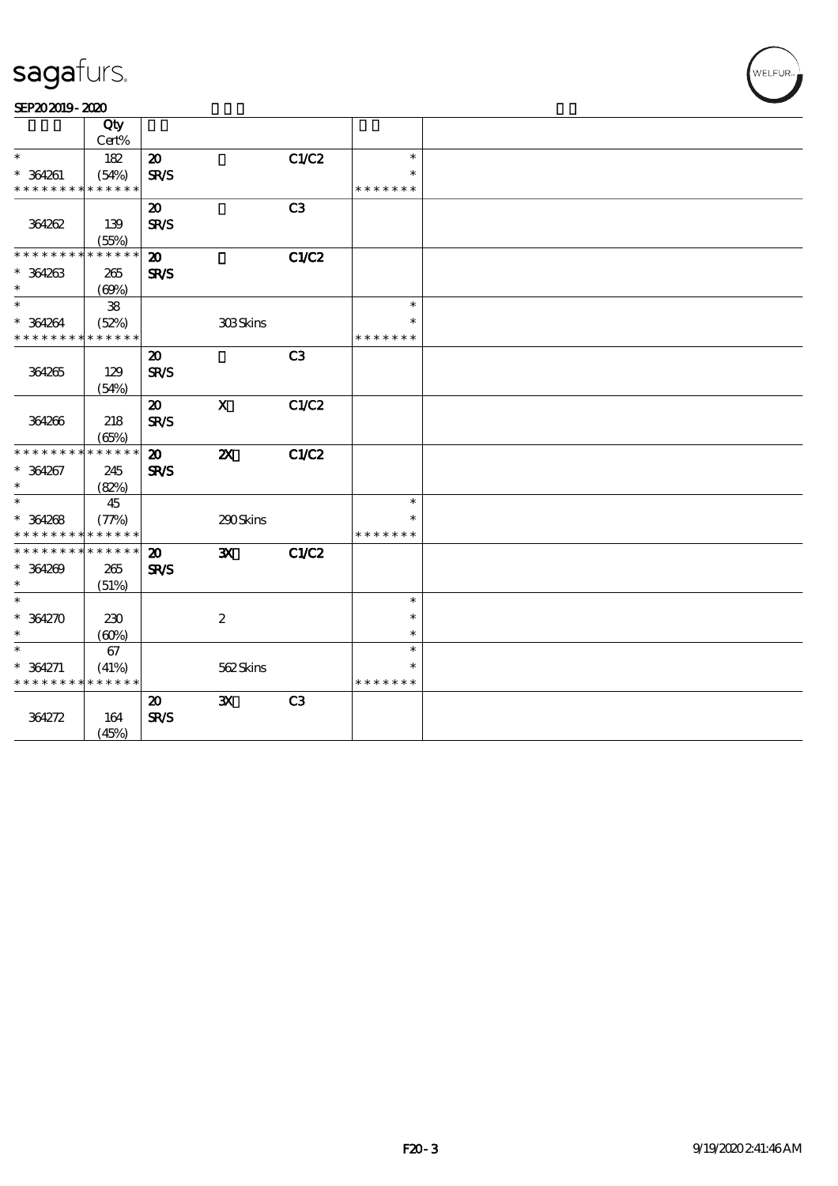| | Qty Cert% | | | | | |
|---|---|---|---|---|---|---|
| * <br> * 364261 <br> * * * * * * * * * * * * * * | 182 <br> (54%) | 20 <br> SR/S | | C1/C2 | * <br> * <br> * * * * * * * | |
| 364262 | 139 <br> (55%) | 20 <br> SR/S | | C3 | | |
| * * * * * * * * * * * * * * <br> * 364263 <br> * | 265 <br> (69%) | 20 <br> SR/S | | C1/C2 | | |
| * <br> * 364264 <br> * * * * * * * * * * * * * * | 38 <br> (52%) | | 303 Skins | | * <br> * <br> * * * * * * * | |
| 364265 | 129 <br> (54%) | 20 <br> SR/S | | C3 | | |
| 364266 | 218 <br> (65%) | 20 <br> SR/S | X | C1/C2 | | |
| * * * * * * * * * * * * * * <br> * 364267 <br> * | 245 <br> (82%) | 20 <br> SR/S | 2X | C1/C2 | | |
| * <br> * 364268 <br> * * * * * * * * * * * * * * | 45 <br> (77%) | | 290 Skins | | * <br> * <br> * * * * * * * | |
| * * * * * * * * * * * * * * <br> * 364269 <br> * | 265 <br> (51%) | 20 <br> SR/S | 3X | C1/C2 | | |
| * <br> * 364270 <br> * | 230 <br> (60%) | | 2 | | * <br> * <br> * | |
| * <br> * 364271 <br> * * * * * * * * * * * * * * | 67 <br> (41%) | | 562 Skins | | * <br> * <br> * * * * * * * | |
| 364272 | 164 <br> (45%) | 20 <br> SR/S | 3X | C3 | | |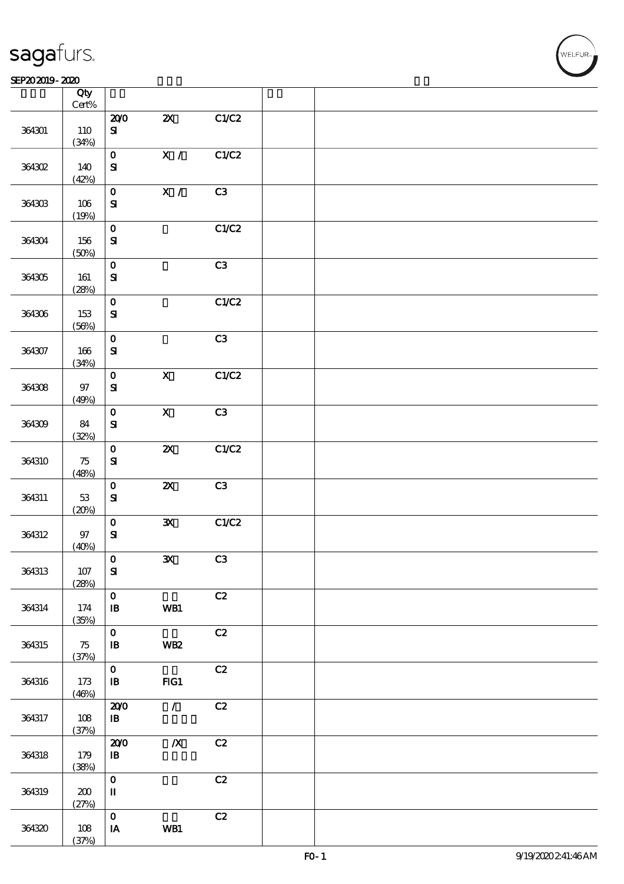| | Qty Cert% | | | | | |
|---|---|---|---|---|---|---|
| 364301 | 110 (34%) | 20/0 SI | 2X | C1/C2 | | |
| 364302 | 140 (42%) | 0 SI | X / | C1/C2 | | |
| 364303 | 106 (19%) | 0 SI | X / | C3 | | |
| 364304 | 156 (50%) | 0 SI | | C1/C2 | | |
| 364305 | 161 (28%) | 0 SI | | C3 | | |
| 364306 | 153 (56%) | 0 SI | | C1/C2 | | |
| 364307 | 166 (34%) | 0 SI | | C3 | | |
| 364308 | 97 (49%) | 0 SI | X | C1/C2 | | |
| 364309 | 84 (32%) | 0 SI | X | C3 | | |
| 364310 | 75 (48%) | 0 SI | 2X | C1/C2 | | |
| 364311 | 53 (20%) | 0 SI | 2X | C3 | | |
| 364312 | 97 (40%) | 0 SI | 3X | C1/C2 | | |
| 364313 | 107 (28%) | 0 SI | 3X | C3 | | |
| 364314 | 174 (35%) | 0 IB | WB1 | C2 | | |
| 364315 | 75 (37%) | 0 IB | WB2 | C2 | | |
| 364316 | 173 (46%) | 0 IB | FIG1 | C2 | | |
| 364317 | 108 (37%) | 20/0 IB | / | C2 | | |
| 364318 | 179 (38%) | 20/0 IB | /X | C2 | | |
| 364319 | 200 (27%) | 0 II | | C2 | | |
| 364320 | 108 (37%) | 0 IA | WB1 | C2 | | |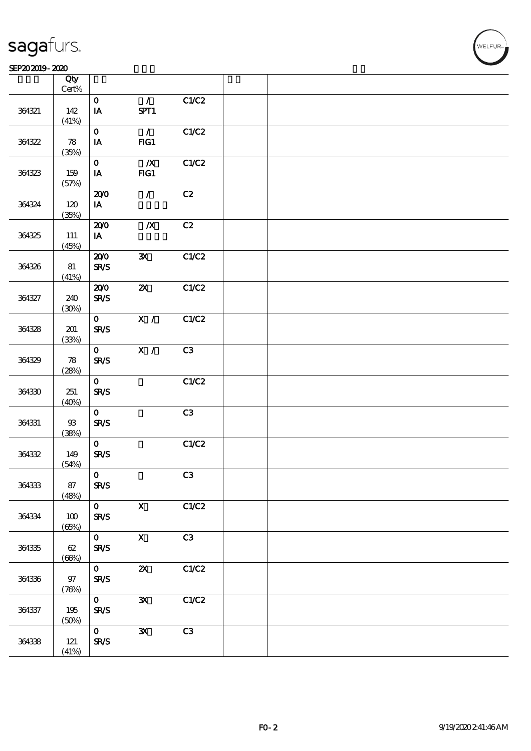| | Qty Cert% | | | | | |
|---|---|---|---|---|---|---|
| 364321 | 142 (41%) | 0 IA | / SPT1 | C1/C2 | | |
| 364322 | 78 (35%) | 0 IA | / FIG1 | C1/C2 | | |
| 364323 | 159 (57%) | 0 IA | /X FIG1 | C1/C2 | | |
| 364324 | 120 (35%) | 20/0 IA | / | C2 | | |
| 364325 | 111 (45%) | 20/0 IA | /X | C2 | | |
| 364326 | 81 (41%) | 20/0 SR/S | 3X | C1/C2 | | |
| 364327 | 240 (30%) | 20/0 SR/S | 2X | C1/C2 | | |
| 364328 | 201 (33%) | 0 SR/S | X / | C1/C2 | | |
| 364329 | 78 (28%) | 0 SR/S | X / | C3 | | |
| 364330 | 251 (40%) | 0 SR/S | | C1/C2 | | |
| 364331 | 93 (38%) | 0 SR/S | | C3 | | |
| 364332 | 149 (54%) | 0 SR/S | | C1/C2 | | |
| 364333 | 87 (48%) | 0 SR/S | | C3 | | |
| 364334 | 100 (65%) | 0 SR/S | X | C1/C2 | | |
| 364335 | 62 (66%) | 0 SR/S | X | C3 | | |
| 364336 | 97 (76%) | 0 SR/S | 2X | C1/C2 | | |
| 364337 | 195 (50%) | 0 SR/S | 3X | C1/C2 | | |
| 364338 | 121 (41%) | 0 SR/S | 3X | C3 | | |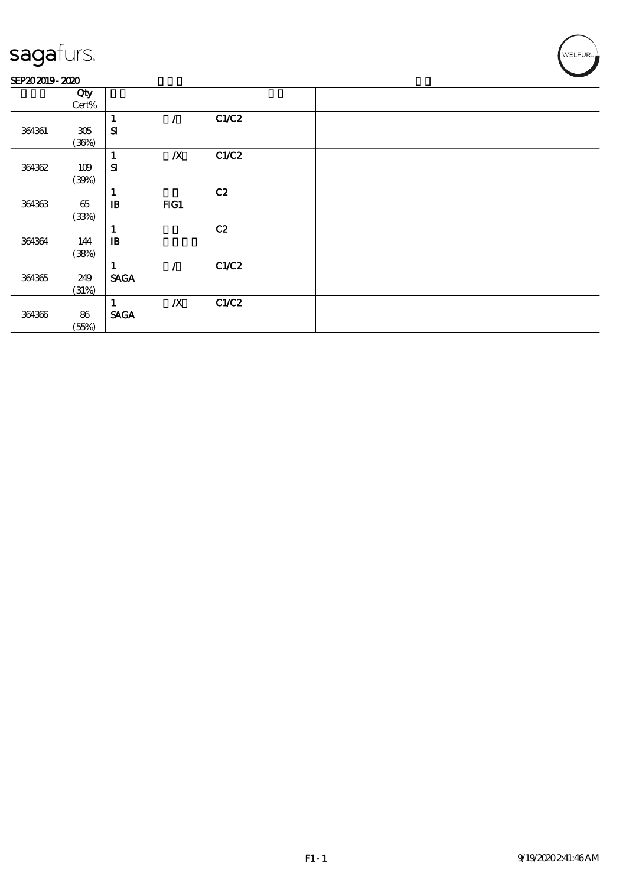sagafurs.

SEP20 2019 - 2020

| | Qty Cert% | | | | | |
|---|---|---|---|---|---|---|
| 364361 | 305 (36%) | 1 SI | / | C1/C2 | | |
| 364362 | 109 (39%) | 1 SI | /X | C1/C2 | | |
| 364363 | 65 (33%) | 1 IB | FIG1 | C2 | | |
| 364364 | 144 (38%) | 1 IB | | C2 | | |
| 364365 | 249 (31%) | 1 SAGA | / | C1/C2 | | |
| 364366 | 86 (55%) | 1 SAGA | /X | C1/C2 | | |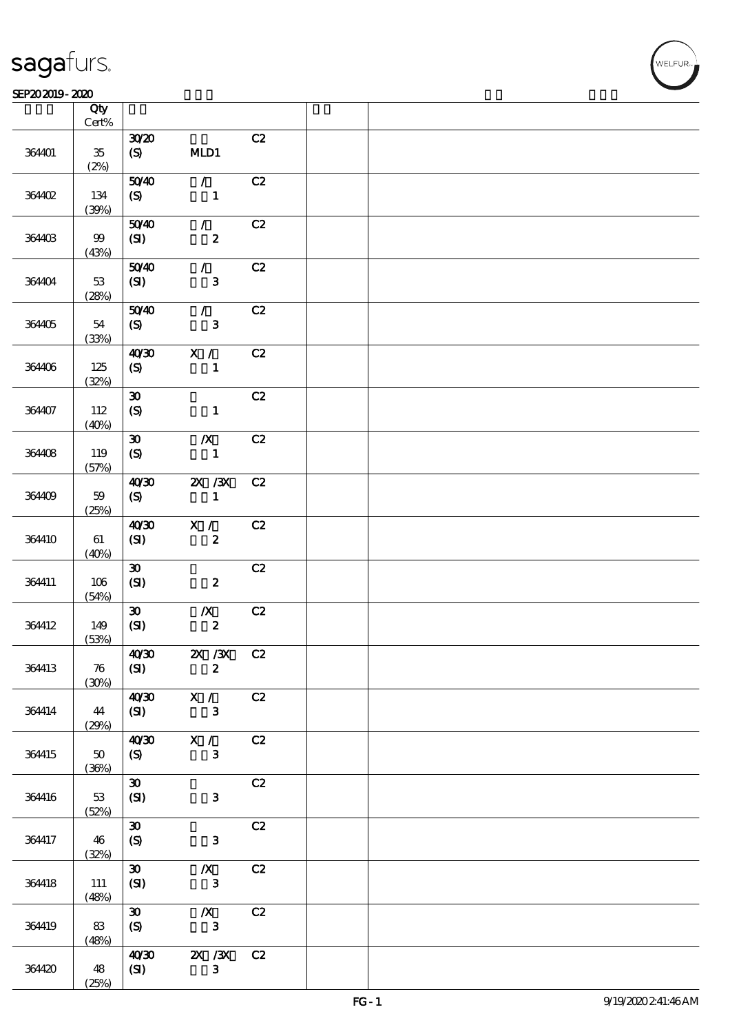| | Qty Cert% | | | | | |
|---|---|---|---|---|---|---|
| 364401 | 35 (2%) | 30/20 (S) | MLD1 | C2 | | |
| 364402 | 134 (39%) | 50/40 (S) | / 1 | C2 | | |
| 364403 | 99 (43%) | 50/40 (SI) | / 2 | C2 | | |
| 364404 | 53 (28%) | 50/40 (SI) | / 3 | C2 | | |
| 364405 | 54 (33%) | 50/40 (S) | / 3 | C2 | | |
| 364406 | 125 (32%) | 40/30 (S) | X / 1 | C2 | | |
| 364407 | 112 (40%) | 30 (S) | 1 | C2 | | |
| 364408 | 119 (57%) | 30 (S) | /X 1 | C2 | | |
| 364409 | 59 (25%) | 40/30 (S) | 2X /3X 1 | C2 | | |
| 364410 | 61 (40%) | 40/30 (SI) | X / 2 | C2 | | |
| 364411 | 106 (54%) | 30 (SI) | 2 | C2 | | |
| 364412 | 149 (53%) | 30 (SI) | /X 2 | C2 | | |
| 364413 | 76 (30%) | 40/30 (SI) | 2X /3X 2 | C2 | | |
| 364414 | 44 (29%) | 40/30 (SI) | X / 3 | C2 | | |
| 364415 | 50 (36%) | 40/30 (S) | X / 3 | C2 | | |
| 364416 | 53 (52%) | 30 (SI) | 3 | C2 | | |
| 364417 | 46 (32%) | 30 (S) | 3 | C2 | | |
| 364418 | 111 (48%) | 30 (SI) | /X 3 | C2 | | |
| 364419 | 83 (48%) | 30 (S) | /X 3 | C2 | | |
| 364420 | 48 (25%) | 40/30 (SI) | 2X /3X 3 | C2 | | |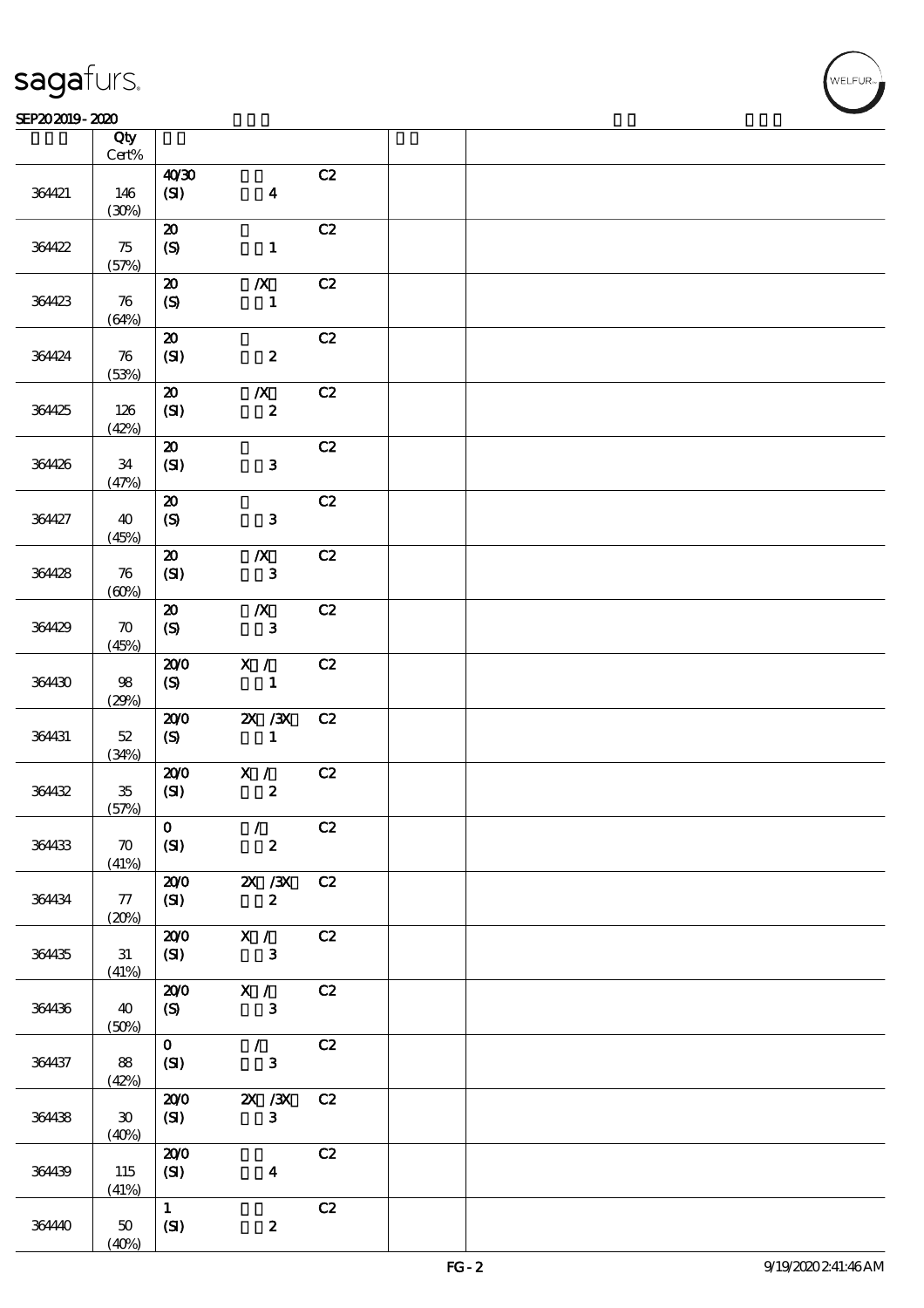| | Qty Cert% | | | | | |
|---|---|---|---|---|---|---|
| 364421 | 146 (30%) | 40/30 (SI) | 4 | C2 | | |
| 364422 | 75 (57%) | 20 (S) | 1 | C2 | | |
| 364423 | 76 (64%) | 20 (S) | /X 1 | C2 | | |
| 364424 | 76 (53%) | 20 (SI) | 2 | C2 | | |
| 364425 | 126 (42%) | 20 (SI) | /X 2 | C2 | | |
| 364426 | 34 (47%) | 20 (SI) | 3 | C2 | | |
| 364427 | 40 (45%) | 20 (S) | 3 | C2 | | |
| 364428 | 76 (60%) | 20 (SI) | /X 3 | C2 | | |
| 364429 | 70 (45%) | 20 (S) | /X 3 | C2 | | |
| 364430 | 98 (29%) | 20/0 (S) | X / 1 | C2 | | |
| 364431 | 52 (34%) | 20/0 (S) | 2X /3X 1 | C2 | | |
| 364432 | 35 (57%) | 20/0 (SI) | X / 2 | C2 | | |
| 364433 | 70 (41%) | 0 (SI) | / 2 | C2 | | |
| 364434 | 77 (20%) | 20/0 (SI) | 2X /3X 2 | C2 | | |
| 364435 | 31 (41%) | 20/0 (SI) | X / 3 | C2 | | |
| 364436 | 40 (50%) | 20/0 (S) | X / 3 | C2 | | |
| 364437 | 88 (42%) | 0 (SI) | / 3 | C2 | | |
| 364438 | 30 (40%) | 20/0 (SI) | 2X /3X 3 | C2 | | |
| 364439 | 115 (41%) | 20/0 (SI) | 4 | C2 | | |
| 364440 | 50 (40%) | 1 (SI) | 2 | C2 | | |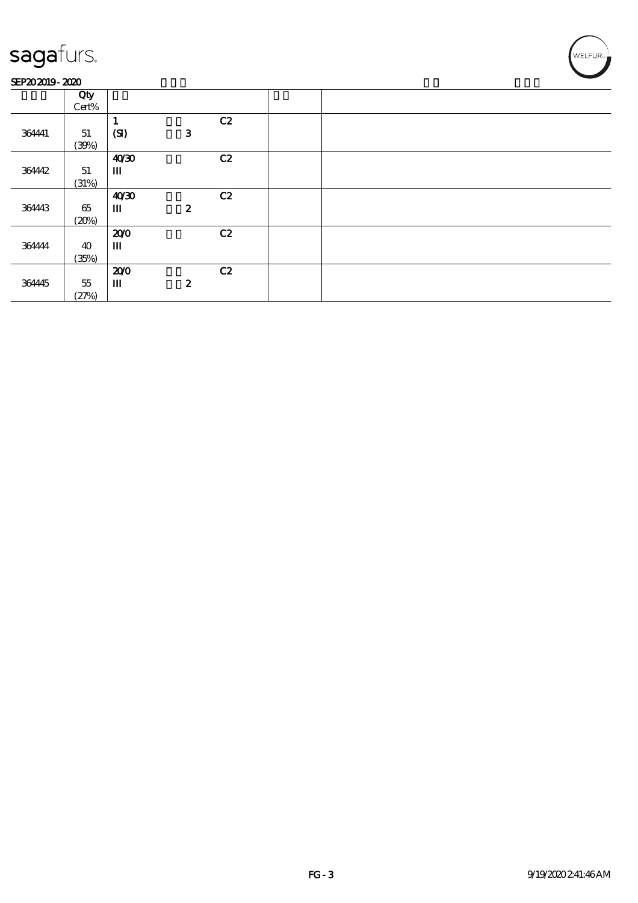sagafurs.

SEP20 2019 - 2020

| | Qty Cert% | | | | | |
|---|---|---|---|---|---|---|
| 364441 | 51 (39%) | 1 (SI) | 3 | C2 | | |
| 364442 | 51 (31%) | 40/30 III | | C2 | | |
| 364443 | 65 (20%) | 40/30 III | 2 | C2 | | |
| 364444 | 40 (35%) | 20/0 III | | C2 | | |
| 364445 | 55 (27%) | 20/0 III | 2 | C2 | | |

FG - 3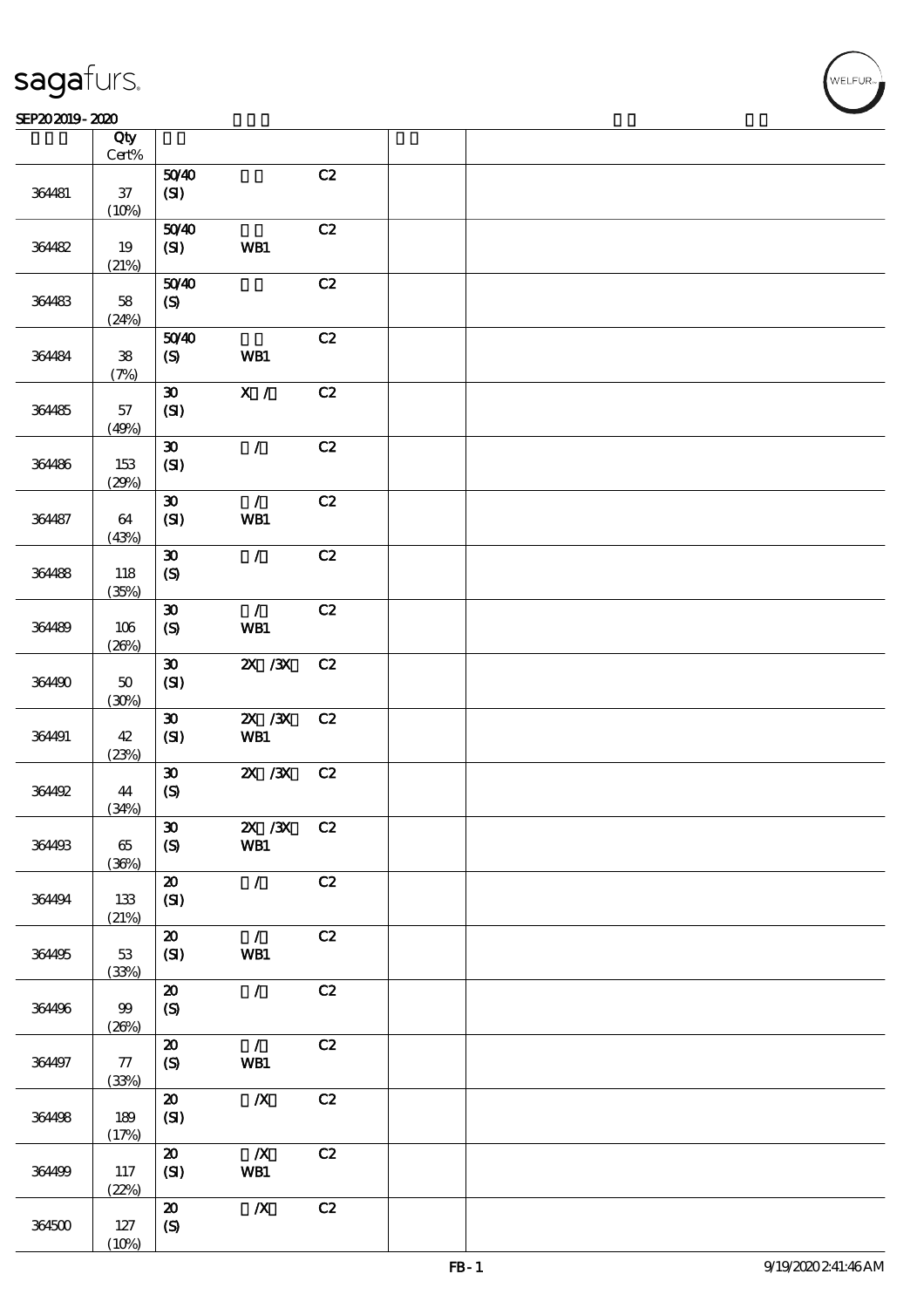| | Qty<br>Cert% | | | | | |
|---|---|---|---|---|---|---|
| 364481 | 37<br>(10%) | 50/40<br>(SI) | | C2 | | |
| 364482 | 19<br>(21%) | 50/40<br>(SI) | WB1 | C2 | | |
| 364483 | 58<br>(24%) | 50/40<br>(S) | | C2 | | |
| 364484 | 38<br>(7%) | 50/40<br>(S) | WB1 | C2 | | |
| 364485 | 57<br>(49%) | 30<br>(SI) | X / | C2 | | |
| 364486 | 153<br>(29%) | 30<br>(SI) | / | C2 | | |
| 364487 | 64<br>(43%) | 30<br>(SI) | /<br>WB1 | C2 | | |
| 364488 | 118<br>(35%) | 30<br>(S) | / | C2 | | |
| 364489 | 106<br>(26%) | 30<br>(S) | /<br>WB1 | C2 | | |
| 364490 | 50<br>(30%) | 30<br>(SI) | 2X /3X | C2 | | |
| 364491 | 42<br>(23%) | 30<br>(SI) | 2X /3X<br>WB1 | C2 | | |
| 364492 | 44<br>(34%) | 30<br>(S) | 2X /3X | C2 | | |
| 364493 | 65<br>(36%) | 30<br>(S) | 2X /3X<br>WB1 | C2 | | |
| 364494 | 133<br>(21%) | 20<br>(SI) | / | C2 | | |
| 364495 | 53<br>(33%) | 20<br>(SI) | /<br>WB1 | C2 | | |
| 364496 | 99<br>(26%) | 20<br>(S) | / | C2 | | |
| 364497 | 77<br>(33%) | 20<br>(S) | /<br>WB1 | C2 | | |
| 364498 | 189<br>(17%) | 20<br>(SI) | /X | C2 | | |
| 364499 | 117<br>(22%) | 20<br>(SI) | /X<br>WB1 | C2 | | |
| 364500 | 127<br>(10%) | 20<br>(S) | /X | C2 | | |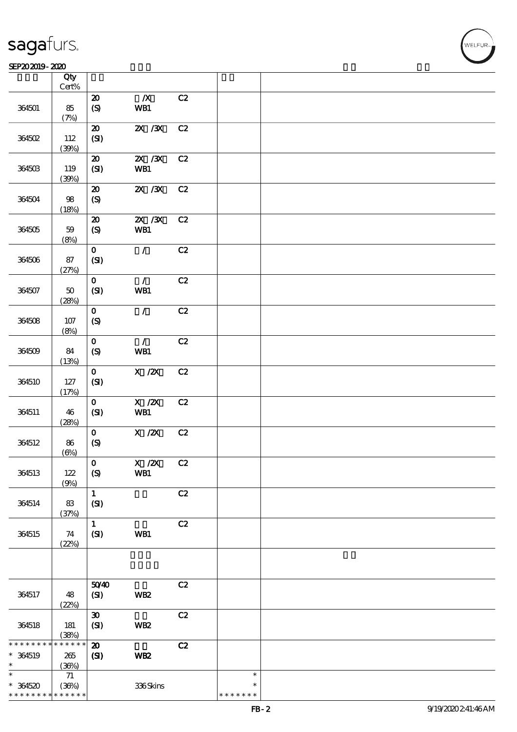| | Qty Cert% | | | | | |
|---|---|---|---|---|---|---|
| 364501 | 85 (7%) | 20 (S) | /X WB1 | C2 | | |
| 364502 | 112 (39%) | 20 (SI) | 2X /3X | C2 | | |
| 364503 | 119 (39%) | 20 (SI) | 2X /3X WB1 | C2 | | |
| 364504 | 98 (18%) | 20 (S) | 2X /3X | C2 | | |
| 364505 | 59 (8%) | 20 (S) | 2X /3X WB1 | C2 | | |
| 364506 | 87 (27%) | 0 (SI) | / | C2 | | |
| 364507 | 50 (28%) | 0 (SI) | / WB1 | C2 | | |
| 364508 | 107 (8%) | 0 (S) | / | C2 | | |
| 364509 | 84 (13%) | 0 (S) | / WB1 | C2 | | |
| 364510 | 127 (17%) | 0 (SI) | X /2X | C2 | | |
| 364511 | 46 (28%) | 0 (SI) | X /2X WB1 | C2 | | |
| 364512 | 86 (6%) | 0 (S) | X /2X | C2 | | |
| 364513 | 122 (9%) | 0 (S) | X /2X WB1 | C2 | | |
| 364514 | 83 (37%) | 1 (SI) | | C2 | | |
| 364515 | 74 (22%) | 1 (SI) | WB1 | C2 | | |
| | | | | | | |
| 364517 | 48 (22%) | 50/40 (SI) | WB2 | C2 | | |
| 364518 | 181 (38%) | 30 (SI) | WB2 | C2 | | |
| * * * * * * * * * * * * * * 364519 * | 265 (36%) | 20 (SI) | WB2 | C2 | | |
| * * 364520 * * * * * * * * * * * * * * | 71 (36%) | | 336 Skins | | * * * * * * * * * | |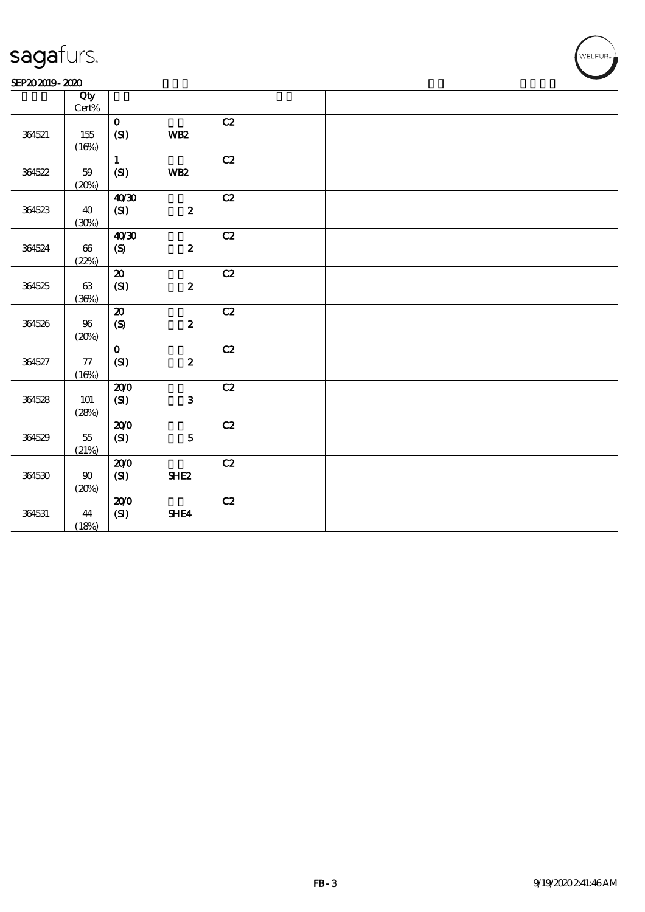| | Qty<br>Cert% | | | | | |
|---|---|---|---|---|---|---|
| 364521 | 155<br>(16%) | 0<br>(SI) | WB2 | C2 | | |
| 364522 | 59<br>(20%) | 1<br>(SI) | WB2 | C2 | | |
| 364523 | 40<br>(30%) | 40/30<br>(SI) | 2 | C2 | | |
| 364524 | 66<br>(22%) | 40/30<br>(S) | 2 | C2 | | |
| 364525 | 63<br>(36%) | 20<br>(SI) | 2 | C2 | | |
| 364526 | 96<br>(20%) | 20<br>(S) | 2 | C2 | | |
| 364527 | 77<br>(16%) | 0<br>(SI) | 2 | C2 | | |
| 364528 | 101<br>(28%) | 20/0<br>(SI) | 3 | C2 | | |
| 364529 | 55<br>(21%) | 20/0<br>(SI) | 5 | C2 | | |
| 364530 | 90<br>(20%) | 20/0<br>(SI) | SHE2 | C2 | | |
| 364531 | 44<br>(18%) | 20/0<br>(SI) | SHE4 | C2 | | |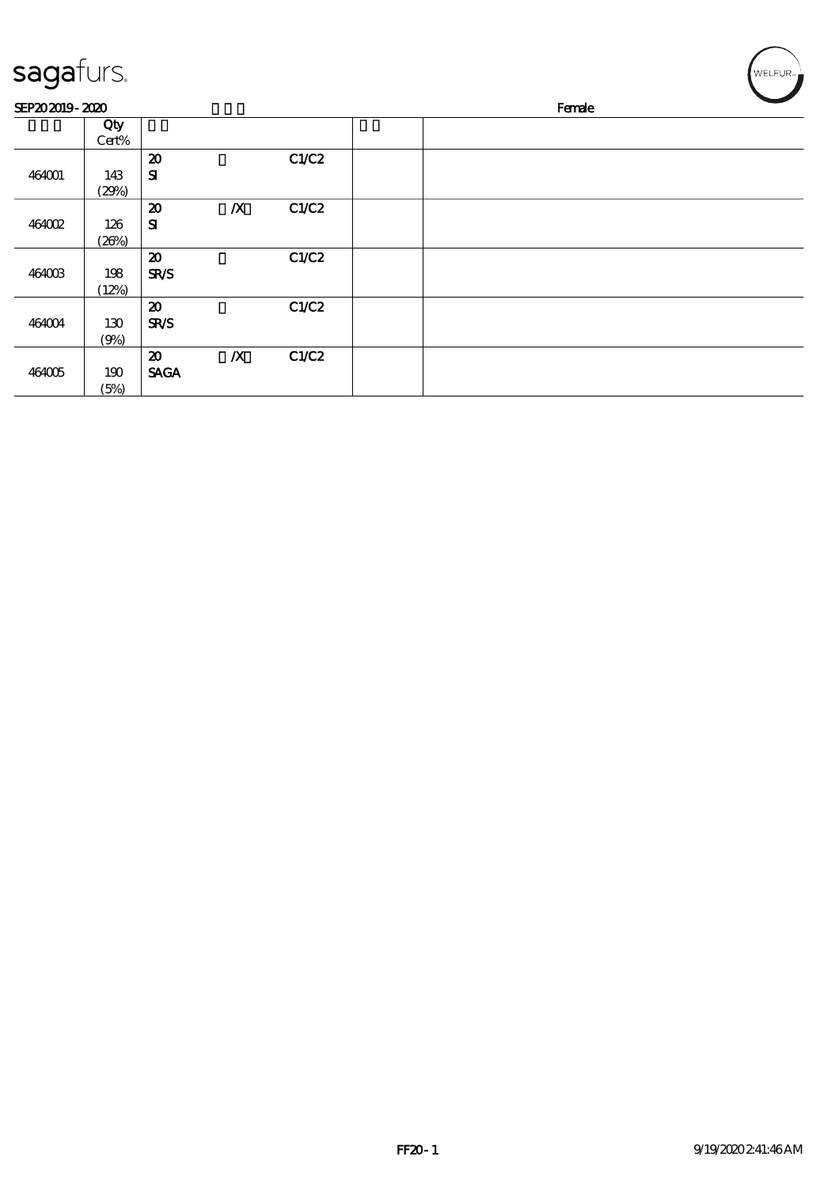sagafurs.

SEP20 2019 - 2020 Female

| | Qty Cert% | | | | | |
|---|---|---|---|---|---|---|
| 464001 | 143 (29%) | 20 SI | | C1/C2 | | |
| 464002 | 126 (26%) | 20 SI | /X | C1/C2 | | |
| 464003 | 198 (12%) | 20 SR/S | | C1/C2 | | |
| 464004 | 130 (9%) | 20 SR/S | | C1/C2 | | |
| 464005 | 190 (5%) | 20 SAGA | /X | C1/C2 | | |

FF20 - 1 9/19/2020 2:41:46 AM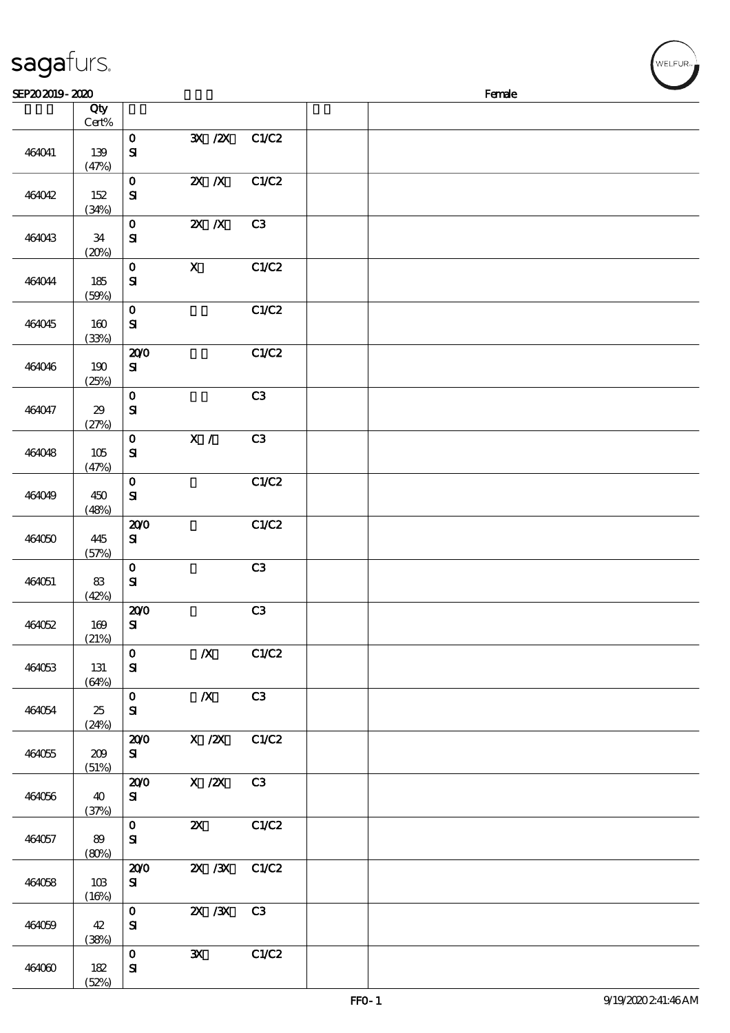| | Qty Cert% | | | | | |
|---|---|---|---|---|---|---|
| 464041 | 139 (47%) | 0 SI | 3X /2X | C1/C2 | | |
| 464042 | 152 (34%) | 0 SI | 2X /X | C1/C2 | | |
| 464043 | 34 (20%) | 0 SI | 2X /X | C3 | | |
| 464044 | 185 (59%) | 0 SI | X | C1/C2 | | |
| 464045 | 160 (33%) | 0 SI | | C1/C2 | | |
| 464046 | 190 (25%) | 20/0 SI | | C1/C2 | | |
| 464047 | 29 (27%) | 0 SI | | C3 | | |
| 464048 | 105 (47%) | 0 SI | X / | C3 | | |
| 464049 | 450 (48%) | 0 SI | | C1/C2 | | |
| 464050 | 445 (57%) | 20/0 SI | | C1/C2 | | |
| 464051 | 83 (42%) | 0 SI | | C3 | | |
| 464052 | 169 (21%) | 20/0 SI | | C3 | | |
| 464053 | 131 (64%) | 0 SI | /X | C1/C2 | | |
| 464054 | 25 (24%) | 0 SI | /X | C3 | | |
| 464055 | 209 (51%) | 20/0 SI | X /2X | C1/C2 | | |
| 464056 | 40 (37%) | 20/0 SI | X /2X | C3 | | |
| 464057 | 89 (80%) | 0 SI | 2X | C1/C2 | | |
| 464058 | 103 (16%) | 20/0 SI | 2X /3X | C1/C2 | | |
| 464059 | 42 (38%) | 0 SI | 2X /3X | C3 | | |
| 464060 | 182 (52%) | 0 SI | 3X | C1/C2 | | |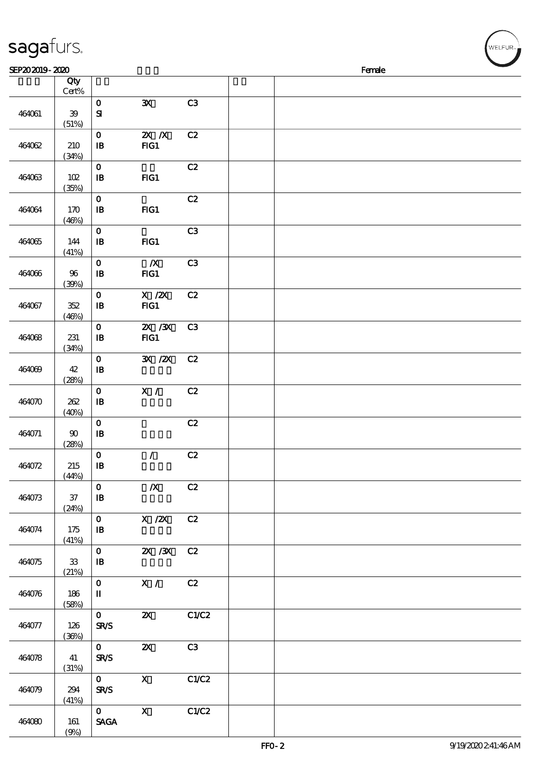| | Qty Cert% | | | | | |
|---|---|---|---|---|---|---|
| 464061 | 39 (51%) | 0 SI | 3X | C3 | | |
| 464062 | 210 (34%) | 0 IB | 2X /X FIG1 | C2 | | |
| 464063 | 102 (35%) | 0 IB | FIG1 | C2 | | |
| 464064 | 170 (46%) | 0 IB | FIG1 | C2 | | |
| 464065 | 144 (41%) | 0 IB | FIG1 | C3 | | |
| 464066 | 96 (39%) | 0 IB | /X FIG1 | C3 | | |
| 464067 | 352 (46%) | 0 IB | X /2X FIG1 | C2 | | |
| 464068 | 231 (34%) | 0 IB | 2X /3X FIG1 | C3 | | |
| 464069 | 42 (28%) | 0 IB | 3X /2X | C2 | | |
| 464070 | 262 (40%) | 0 IB | X / | C2 | | |
| 464071 | 90 (28%) | 0 IB | | C2 | | |
| 464072 | 215 (44%) | 0 IB | / | C2 | | |
| 464073 | 37 (24%) | 0 IB | /X | C2 | | |
| 464074 | 175 (41%) | 0 IB | X /2X | C2 | | |
| 464075 | 33 (21%) | 0 IB | 2X /3X | C2 | | |
| 464076 | 186 (58%) | 0 II | X / | C2 | | |
| 464077 | 126 (36%) | 0 SR/S | 2X | C1/C2 | | |
| 464078 | 41 (31%) | 0 SR/S | 2X | C3 | | |
| 464079 | 294 (41%) | 0 SR/S | X | C1/C2 | | |
| 464080 | 161 (9%) | 0 SAGA | X | C1/C2 | | |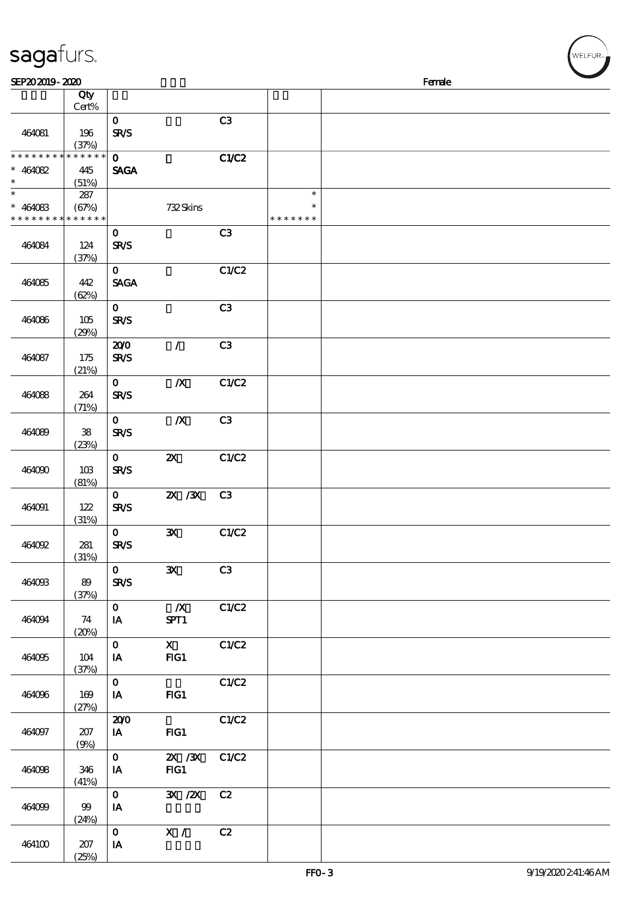| | Qty Cert% | | | | | |
|---|---|---|---|---|---|---|
| 464081 | 196 (37%) | 0 SR/S | | C3 | | |
| * * * * * * * * * * * * * * * 464082 * | 445 (51%) | 0 SAGA | | C1/C2 | | |
| * * 464083 * * * * * * * * * * * * * * | 287 (67%) | | 732 Skins | | * * * * * * * * * | |
| 464084 | 124 (37%) | 0 SR/S | | C3 | | |
| 464085 | 442 (62%) | 0 SAGA | | C1/C2 | | |
| 464086 | 105 (29%) | 0 SR/S | | C3 | | |
| 464087 | 175 (21%) | 20/0 SR/S | / | C3 | | |
| 464088 | 264 (71%) | 0 SR/S | /X | C1/C2 | | |
| 464089 | 38 (23%) | 0 SR/S | /X | C3 | | |
| 464090 | 103 (81%) | 0 SR/S | 2X | C1/C2 | | |
| 464091 | 122 (31%) | 0 SR/S | 2X /3X | C3 | | |
| 464092 | 281 (31%) | 0 SR/S | 3X | C1/C2 | | |
| 464093 | 89 (37%) | 0 SR/S | 3X | C3 | | |
| 464094 | 74 (20%) | 0 IA | /X SPT1 | C1/C2 | | |
| 464095 | 104 (37%) | 0 IA | X FIG1 | C1/C2 | | |
| 464096 | 169 (27%) | 0 IA | FIG1 | C1/C2 | | |
| 464097 | 207 (9%) | 20/0 IA | FIG1 | C1/C2 | | |
| 464098 | 346 (41%) | 0 IA | 2X /3X FIG1 | C1/C2 | | |
| 464099 | 99 (24%) | 0 IA | 3X /2X | C2 | | |
| 464100 | 207 (25%) | 0 IA | X / | C2 | | |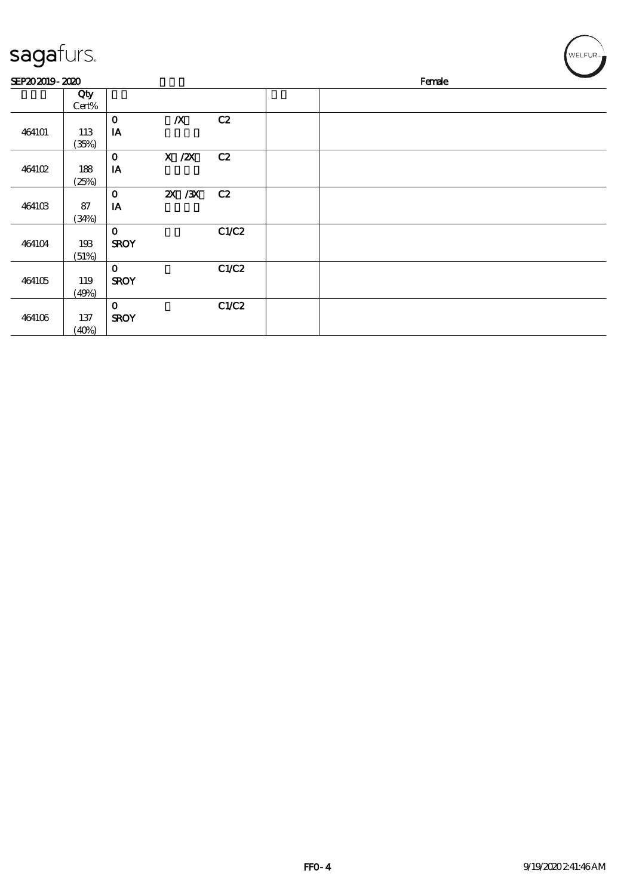sagafurs.

SEP20 2019 - 2020 Female

| | Qty Cert% | | | | | |
|---|---|---|---|---|---|---|
| 464101 | 113 (35%) | 0 IA | /X | C2 | | |
| 464102 | 188 (25%) | 0 IA | X /2X | C2 | | |
| 464103 | 87 (34%) | 0 IA | 2X /3X | C2 | | |
| 464104 | 193 (51%) | 0 SROY | | C1/C2 | | |
| 464105 | 119 (49%) | 0 SROY | | C1/C2 | | |
| 464106 | 137 (40%) | 0 SROY | | C1/C2 | | |

FFO - 4 9/19/2020 2:41:46 AM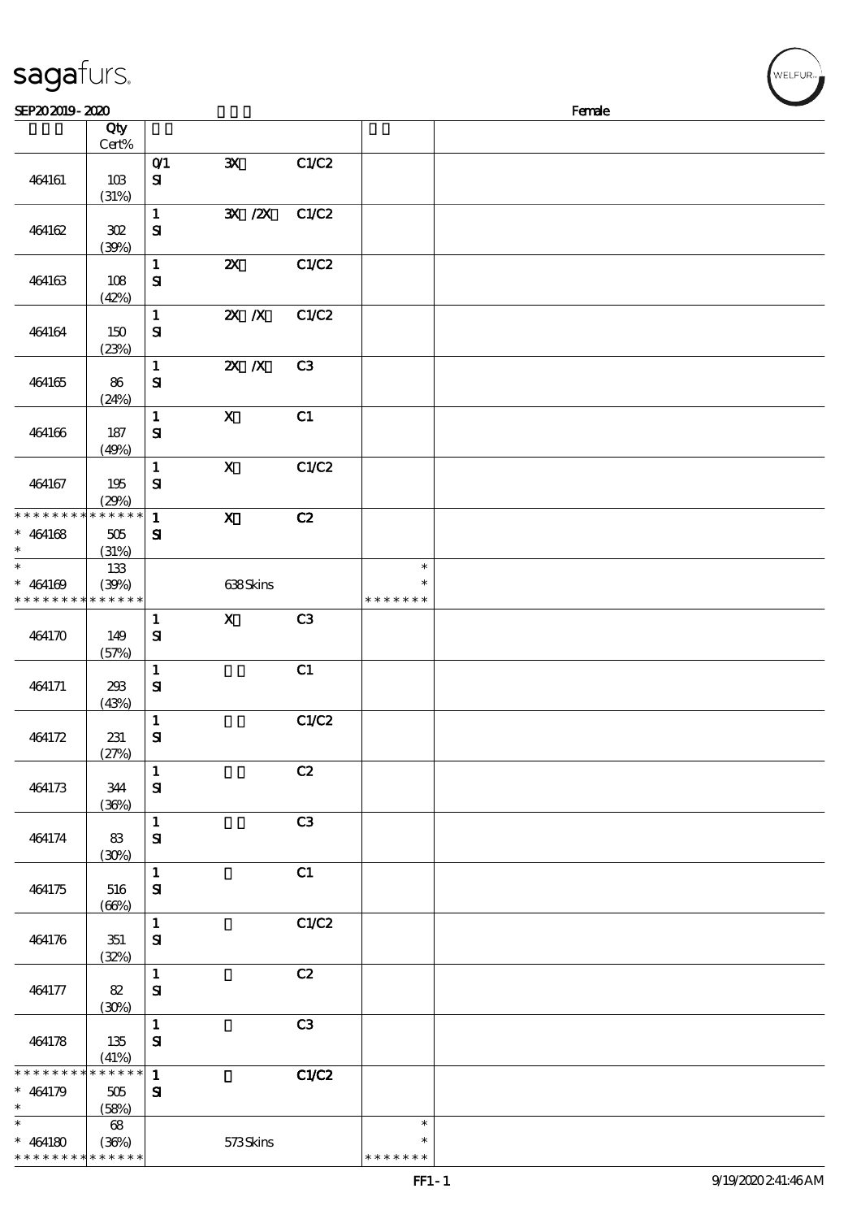SEP20 2019 - 2020 Female

| | Qty Cert% | | | | | |
|---|---|---|---|---|---|---|
| 464161 | 103 (31%) | 0/1 SI | 3X | C1/C2 | | |
| 464162 | 302 (39%) | 1 SI | 3X /2X | C1/C2 | | |
| 464163 | 108 (42%) | 1 SI | 2X | C1/C2 | | |
| 464164 | 150 (23%) | 1 SI | 2X /X | C1/C2 | | |
| 464165 | 86 (24%) | 1 SI | 2X /X | C3 | | |
| 464166 | 187 (49%) | 1 SI | X | C1 | | |
| 464167 | 195 (29%) | 1 SI | X | C1/C2 | | |
| * * * * * * * * * * * * * * * 464168 * | 505 (31%) | 1 SI | X | C2 | | |
| * * 464169 * * * * * * * * * * * * * | 133 (39%) | | 638 Skins | | * * * * * * * * * | |
| 464170 | 149 (57%) | 1 SI | X | C3 | | |
| 464171 | 293 (43%) | 1 SI | | C1 | | |
| 464172 | 231 (27%) | 1 SI | | C1/C2 | | |
| 464173 | 344 (36%) | 1 SI | | C2 | | |
| 464174 | 83 (30%) | 1 SI | | C3 | | |
| 464175 | 516 (66%) | 1 SI | | C1 | | |
| 464176 | 351 (32%) | 1 SI | | C1/C2 | | |
| 464177 | 82 (30%) | 1 SI | | C2 | | |
| 464178 | 135 (41%) | 1 SI | | C3 | | |
| * * * * * * * * * * * * * * * 464179 * | 505 (58%) | 1 SI | | C1/C2 | | |
| * * 464180 * * * * * * * * * * * * * | 68 (36%) | | 573 Skins | | * * * * * * * * * | |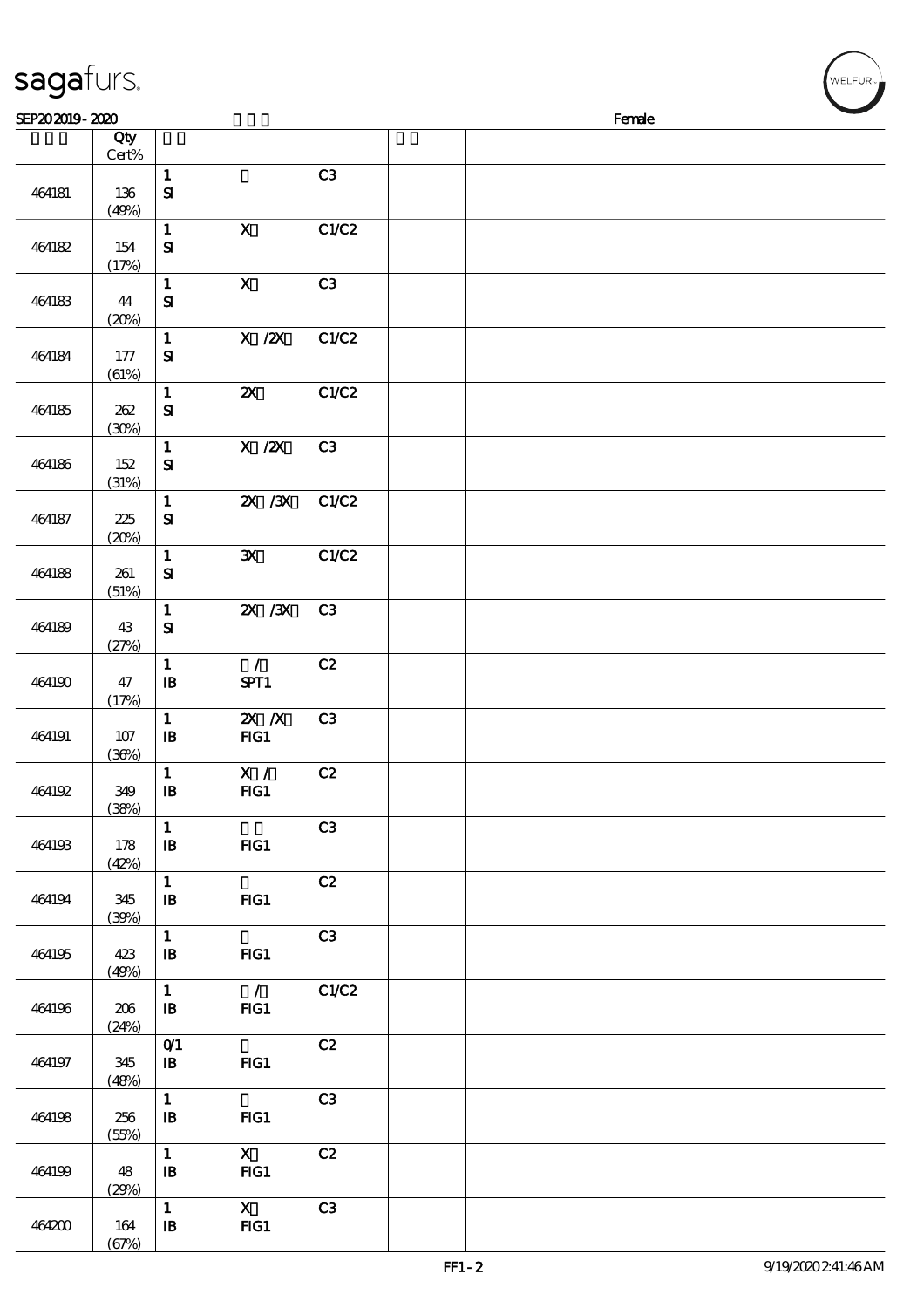| | Qty Cert% | | | | | |
|---|---|---|---|---|---|---|
| 464181 | 136 (49%) | 1 SI | | C3 | | |
| 464182 | 154 (17%) | 1 SI | X | C1/C2 | | |
| 464183 | 44 (20%) | 1 SI | X | C3 | | |
| 464184 | 177 (61%) | 1 SI | X /2X | C1/C2 | | |
| 464185 | 262 (30%) | 1 SI | 2X | C1/C2 | | |
| 464186 | 152 (31%) | 1 SI | X /2X | C3 | | |
| 464187 | 225 (20%) | 1 SI | 2X /3X | C1/C2 | | |
| 464188 | 261 (51%) | 1 SI | 3X | C1/C2 | | |
| 464189 | 43 (27%) | 1 SI | 2X /3X | C3 | | |
| 464190 | 47 (17%) | 1 IB | / SPT1 | C2 | | |
| 464191 | 107 (36%) | 1 IB | 2X /X FIG1 | C3 | | |
| 464192 | 349 (38%) | 1 IB | X / FIG1 | C2 | | |
| 464193 | 178 (42%) | 1 IB | FIG1 | C3 | | |
| 464194 | 345 (39%) | 1 IB | FIG1 | C2 | | |
| 464195 | 423 (49%) | 1 IB | FIG1 | C3 | | |
| 464196 | 206 (24%) | 1 IB | / FIG1 | C1/C2 | | |
| 464197 | 345 (48%) | 0/1 IB | FIG1 | C2 | | |
| 464198 | 256 (55%) | 1 IB | FIG1 | C3 | | |
| 464199 | 48 (29%) | 1 IB | X FIG1 | C2 | | |
| 464200 | 164 (67%) | 1 IB | X FIG1 | C3 | | |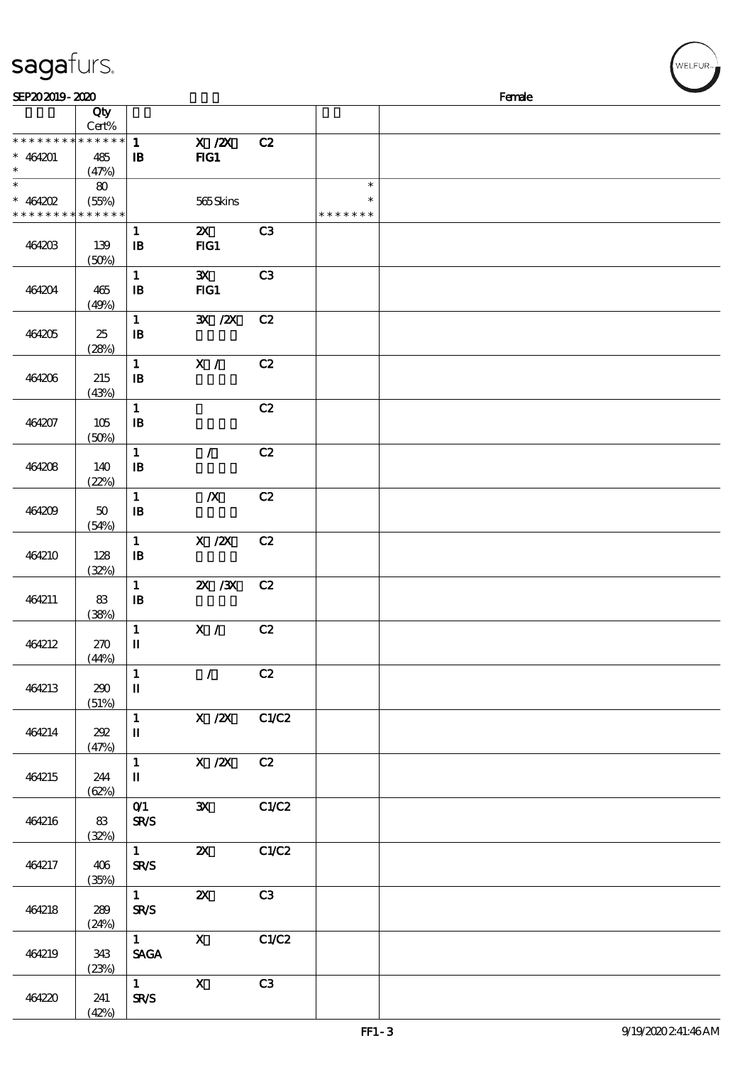sagafurs.

SEP20 2019 - 2020 Female

| | Qty Cert% | | | | | |
|---|---|---|---|---|---|---|
| * * * * * * * * * * * * * * | 1 | X /2X | C2 | | |
| * 464201 | 485 | IB | FIG1 | | | |
| * | (47%) | | | | | |
| * | 80 | | | | * | |
| * 464202 | (55%) | | 565 Skins | | * | |
| * * * * * * * * * * * * * * | | | | | * * * * * * * | |
| 464203 | 139 (50%) | 1 IB | 2X FIG1 | C3 | | |
| 464204 | 465 (49%) | 1 IB | 3X FIG1 | C3 | | |
| 464205 | 25 (28%) | 1 IB | 3X /2X | C2 | | |
| 464206 | 215 (43%) | 1 IB | X / | C2 | | |
| 464207 | 105 (50%) | 1 IB | | C2 | | |
| 464208 | 140 (22%) | 1 IB | / | C2 | | |
| 464209 | 50 (54%) | 1 IB | /X | C2 | | |
| 464210 | 128 (32%) | 1 IB | X /2X | C2 | | |
| 464211 | 83 (38%) | 1 IB | 2X /3X | C2 | | |
| 464212 | 270 (44%) | 1 II | X / | C2 | | |
| 464213 | 290 (51%) | 1 II | / | C2 | | |
| 464214 | 292 (47%) | 1 II | X /2X | C1/C2 | | |
| 464215 | 244 (62%) | 1 II | X /2X | C2 | | |
| 464216 | 83 (32%) | 0/1 SR/S | 3X | C1/C2 | | |
| 464217 | 406 (35%) | 1 SR/S | 2X | C1/C2 | | |
| 464218 | 289 (24%) | 1 SR/S | 2X | C3 | | |
| 464219 | 343 (23%) | 1 SAGA | X | C1/C2 | | |
| 464220 | 241 (42%) | 1 SR/S | X | C3 | | |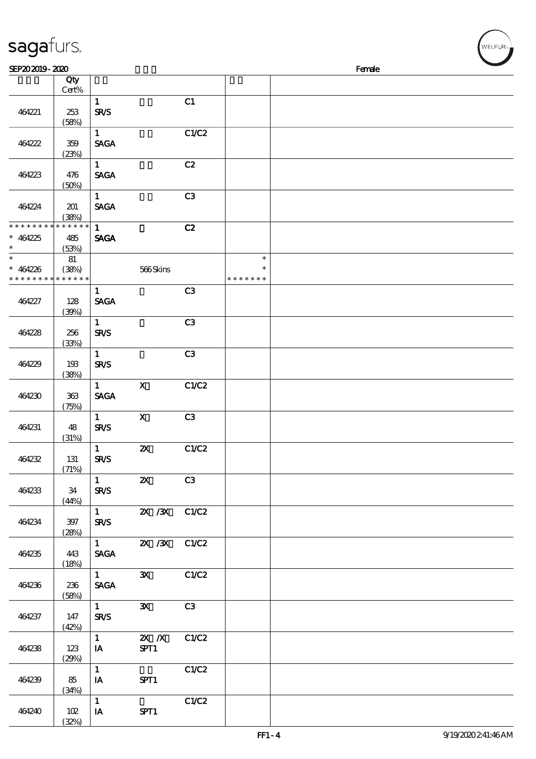| | Qty Cert% | | | | | |
|---|---|---|---|---|---|---|
| 464221 | 253 (58%) | 1 SR/S | | C1 | | |
| 464222 | 359 (23%) | 1 SAGA | | C1/C2 | | |
| 464223 | 476 (50%) | 1 SAGA | | C2 | | |
| 464224 | 201 (38%) | 1 SAGA | | C3 | | |
| * * * * * * * * * * * * * * * 464225 * | 485 (53%) | 1 SAGA | | C2 | | |
| * * 464226 * * * * * * * * * * * * * * | 81 (38%) | | 566 Skins | | * * * * * * * * * | |
| 464227 | 128 (39%) | 1 SAGA | | C3 | | |
| 464228 | 256 (33%) | 1 SR/S | | C3 | | |
| 464229 | 193 (38%) | 1 SR/S | | C3 | | |
| 464230 | 363 (75%) | 1 SAGA | X | C1/C2 | | |
| 464231 | 48 (31%) | 1 SR/S | X | C3 | | |
| 464232 | 131 (71%) | 1 SR/S | 2X | C1/C2 | | |
| 464233 | 34 (44%) | 1 SR/S | 2X | C3 | | |
| 464234 | 397 (28%) | 1 SR/S | 2X /3X | C1/C2 | | |
| 464235 | 443 (18%) | 1 SAGA | 2X /3X | C1/C2 | | |
| 464236 | 236 (58%) | 1 SAGA | 3X | C1/C2 | | |
| 464237 | 147 (42%) | 1 SR/S | 3X | C3 | | |
| 464238 | 123 (29%) | 1 IA | 2X /X SPT1 | C1/C2 | | |
| 464239 | 85 (34%) | 1 IA | SPT1 | C1/C2 | | |
| 464240 | 102 (32%) | 1 IA | SPT1 | C1/C2 | | |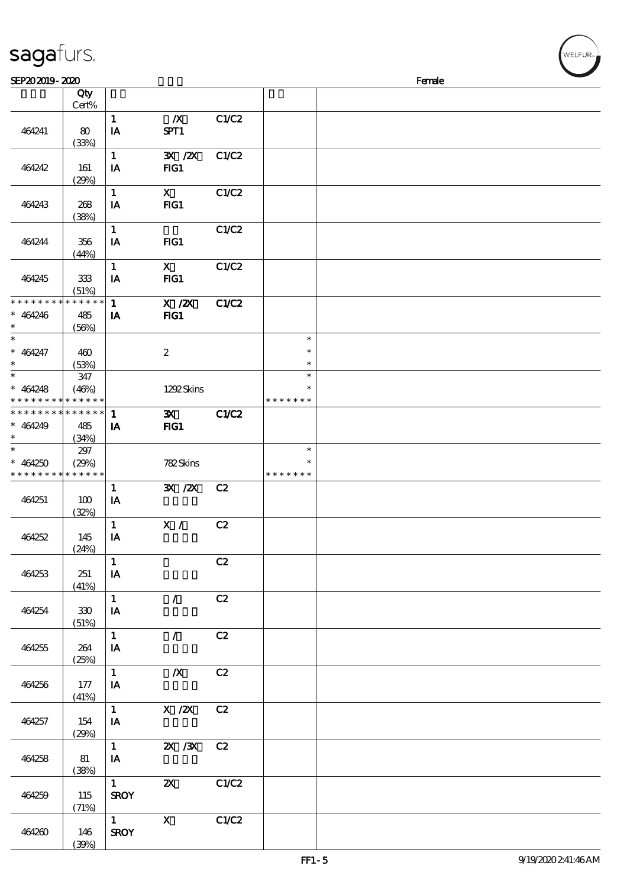# sagafurs.

SEP20 2019 - 2020 Female

| | Qty Cert% | | | | | |
|---|---|---|---|---|---|---|
| 464241 | 80 (33%) | 1 IA | /X SPT1 | C1/C2 | | |
| 464242 | 161 (29%) | 1 IA | 3X /2X FIG1 | C1/C2 | | |
| 464243 | 268 (38%) | 1 IA | X FIG1 | C1/C2 | | |
| 464244 | 356 (44%) | 1 IA | FIG1 | C1/C2 | | |
| 464245 | 333 (51%) | 1 IA | X FIG1 | C1/C2 | | |
| * * * * * * * * * * * * * * * 464246 * | 485 (56%) | 1 IA | X /2X FIG1 | C1/C2 | | |
| * * 464247 * | 460 (53%) | | 2 | | * * * | |
| * * 464248 * * * * * * * * * * * * * * | 347 (46%) | | 1292 Skins | | * * * * * * * * * | |
| * * * * * * * * * * * * * * * 464249 * | 485 (34%) | 1 IA | 3X FIG1 | C1/C2 | | |
| * * 464250 * * * * * * * * * * * * * * | 297 (29%) | | 782 Skins | | * * * * * * * * | |
| 464251 | 100 (32%) | 1 IA | 3X /2X | C2 | | |
| 464252 | 145 (24%) | 1 IA | X / | C2 | | |
| 464253 | 251 (41%) | 1 IA | | C2 | | |
| 464254 | 330 (51%) | 1 IA | / | C2 | | |
| 464255 | 264 (25%) | 1 IA | / | C2 | | |
| 464256 | 177 (41%) | 1 IA | /X | C2 | | |
| 464257 | 154 (29%) | 1 IA | X /2X | C2 | | |
| 464258 | 81 (38%) | 1 IA | 2X /3X | C2 | | |
| 464259 | 115 (71%) | 1 SROY | 2X | C1/C2 | | |
| 464260 | 146 (39%) | 1 SROY | X | C1/C2 | | |

FF1 - 5 9/19/2020 2:41:46 AM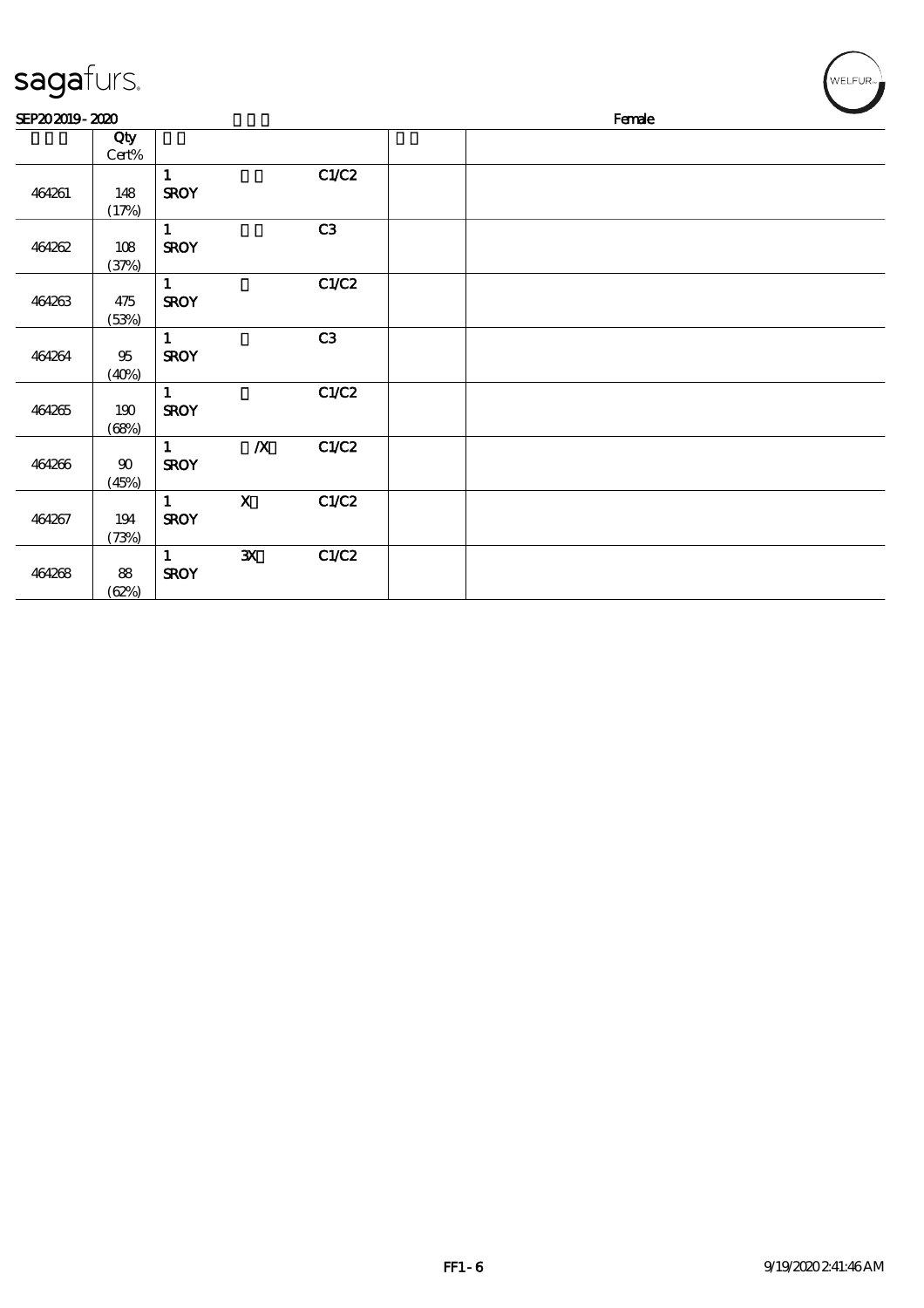| | Qty Cert% | | | | | |
|---|---|---|---|---|---|---|
| 464261 | 148 (17%) | 1 SROY | | C1/C2 | | |
| 464262 | 108 (37%) | 1 SROY | | C3 | | |
| 464263 | 475 (53%) | 1 SROY | | C1/C2 | | |
| 464264 | 95 (40%) | 1 SROY | | C3 | | |
| 464265 | 190 (68%) | 1 SROY | | C1/C2 | | |
| 464266 | 90 (45%) | 1 SROY | /X | C1/C2 | | |
| 464267 | 194 (73%) | 1 SROY | X | C1/C2 | | |
| 464268 | 88 (62%) | 1 SROY | 3X | C1/C2 | | |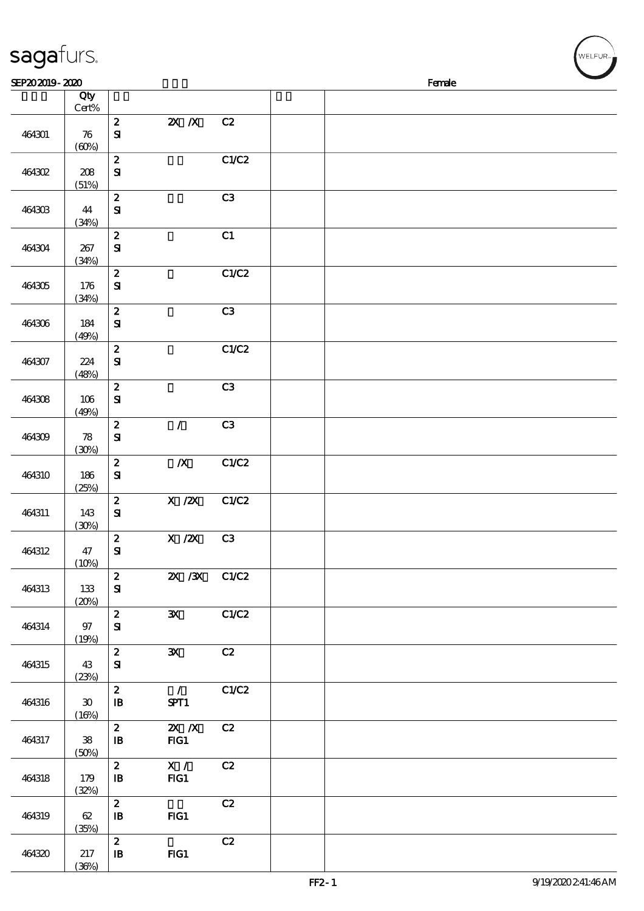sagafurs.

SEP20 2019 - 2020 Female

| | Qty Cert% | | | | | |
|---|---|---|---|---|---|---|
| 464301 | 76 (60%) | 2 SI | 2X /X | C2 | | |
| 464302 | 208 (51%) | 2 SI | | C1/C2 | | |
| 464303 | 44 (34%) | 2 SI | | C3 | | |
| 464304 | 267 (34%) | 2 SI | | C1 | | |
| 464305 | 176 (34%) | 2 SI | | C1/C2 | | |
| 464306 | 184 (49%) | 2 SI | | C3 | | |
| 464307 | 224 (48%) | 2 SI | | C1/C2 | | |
| 464308 | 106 (49%) | 2 SI | | C3 | | |
| 464309 | 78 (30%) | 2 SI | / | C3 | | |
| 464310 | 186 (25%) | 2 SI | /X | C1/C2 | | |
| 464311 | 143 (30%) | 2 SI | X /2X | C1/C2 | | |
| 464312 | 47 (10%) | 2 SI | X /2X | C3 | | |
| 464313 | 133 (20%) | 2 SI | 2X /3X | C1/C2 | | |
| 464314 | 97 (19%) | 2 SI | 3X | C1/C2 | | |
| 464315 | 43 (23%) | 2 SI | 3X | C2 | | |
| 464316 | 30 (16%) | 2 IB | / SPT1 | C1/C2 | | |
| 464317 | 38 (50%) | 2 IB | 2X /X FIG1 | C2 | | |
| 464318 | 179 (32%) | 2 IB | X / FIG1 | C2 | | |
| 464319 | 62 (35%) | 2 IB | FIG1 | C2 | | |
| 464320 | 217 (36%) | 2 IB | FIG1 | C2 | | |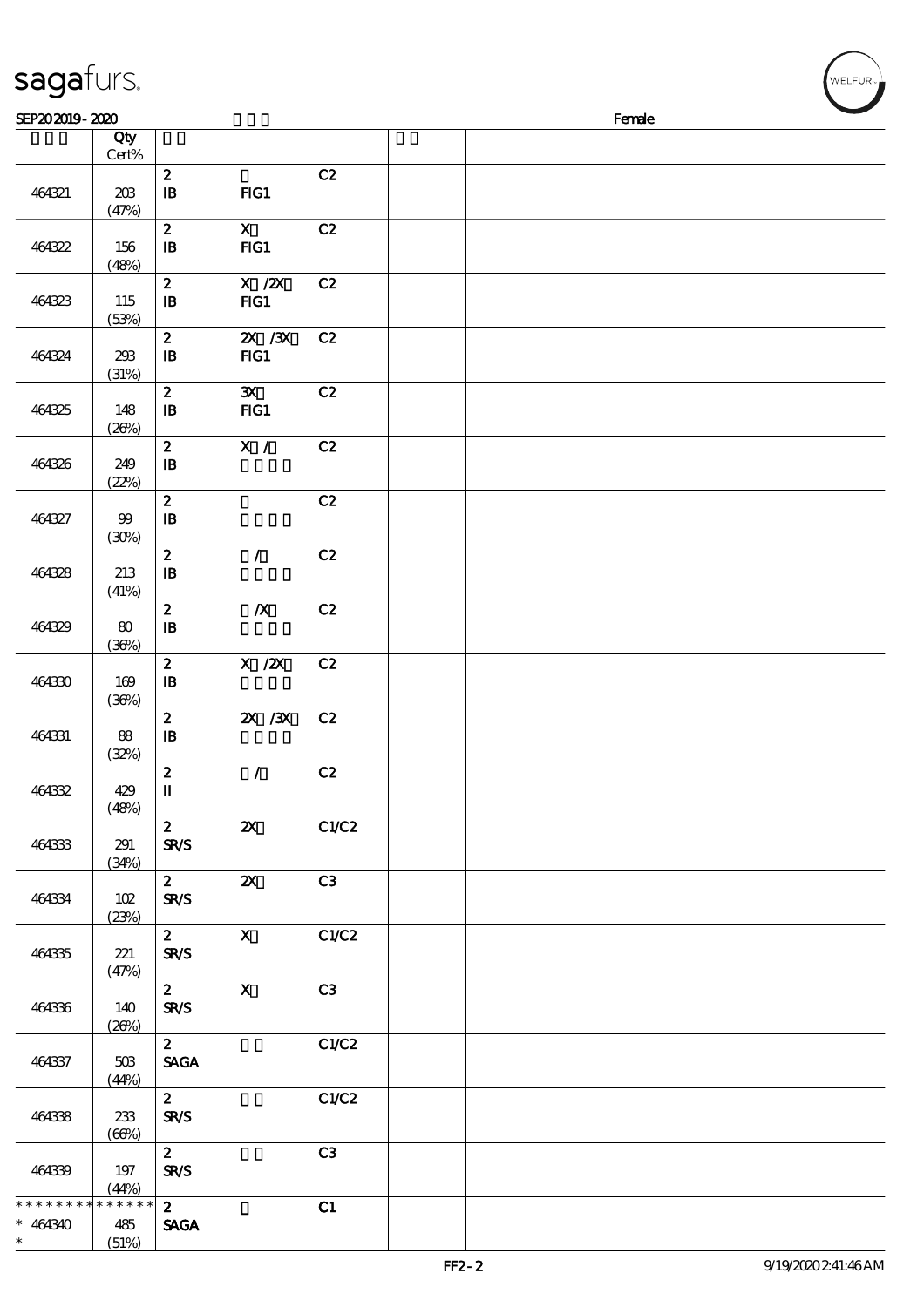| | Qty Cert% | | | | | |
|---|---|---|---|---|---|---|
| 464321 | 203 (47%) | 2 IB | FIG1 | C2 | | |
| 464322 | 156 (48%) | 2 IB | X FIG1 | C2 | | |
| 464323 | 115 (53%) | 2 IB | X /2X FIG1 | C2 | | |
| 464324 | 293 (31%) | 2 IB | 2X /3X FIG1 | C2 | | |
| 464325 | 148 (26%) | 2 IB | 3X FIG1 | C2 | | |
| 464326 | 249 (22%) | 2 IB | X / | C2 | | |
| 464327 | 99 (30%) | 2 IB | | C2 | | |
| 464328 | 213 (41%) | 2 IB | / | C2 | | |
| 464329 | 80 (36%) | 2 IB | /X | C2 | | |
| 464330 | 169 (36%) | 2 IB | X /2X | C2 | | |
| 464331 | 88 (32%) | 2 IB | 2X /3X | C2 | | |
| 464332 | 429 (48%) | 2 II | / | C2 | | |
| 464333 | 291 (34%) | 2 SR/S | 2X | C1/C2 | | |
| 464334 | 102 (23%) | 2 SR/S | 2X | C3 | | |
| 464335 | 221 (47%) | 2 SR/S | X | C1/C2 | | |
| 464336 | 140 (26%) | 2 SR/S | X | C3 | | |
| 464337 | 503 (44%) | 2 SAGA | | C1/C2 | | |
| 464338 | 233 (66%) | 2 SR/S | | C1/C2 | | |
| 464339 | 197 (44%) | 2 SR/S | | C3 | | |
| * * * * * * * * * * * * * * 464340 * | 485 (51%) | 2 SAGA | | C1 | | |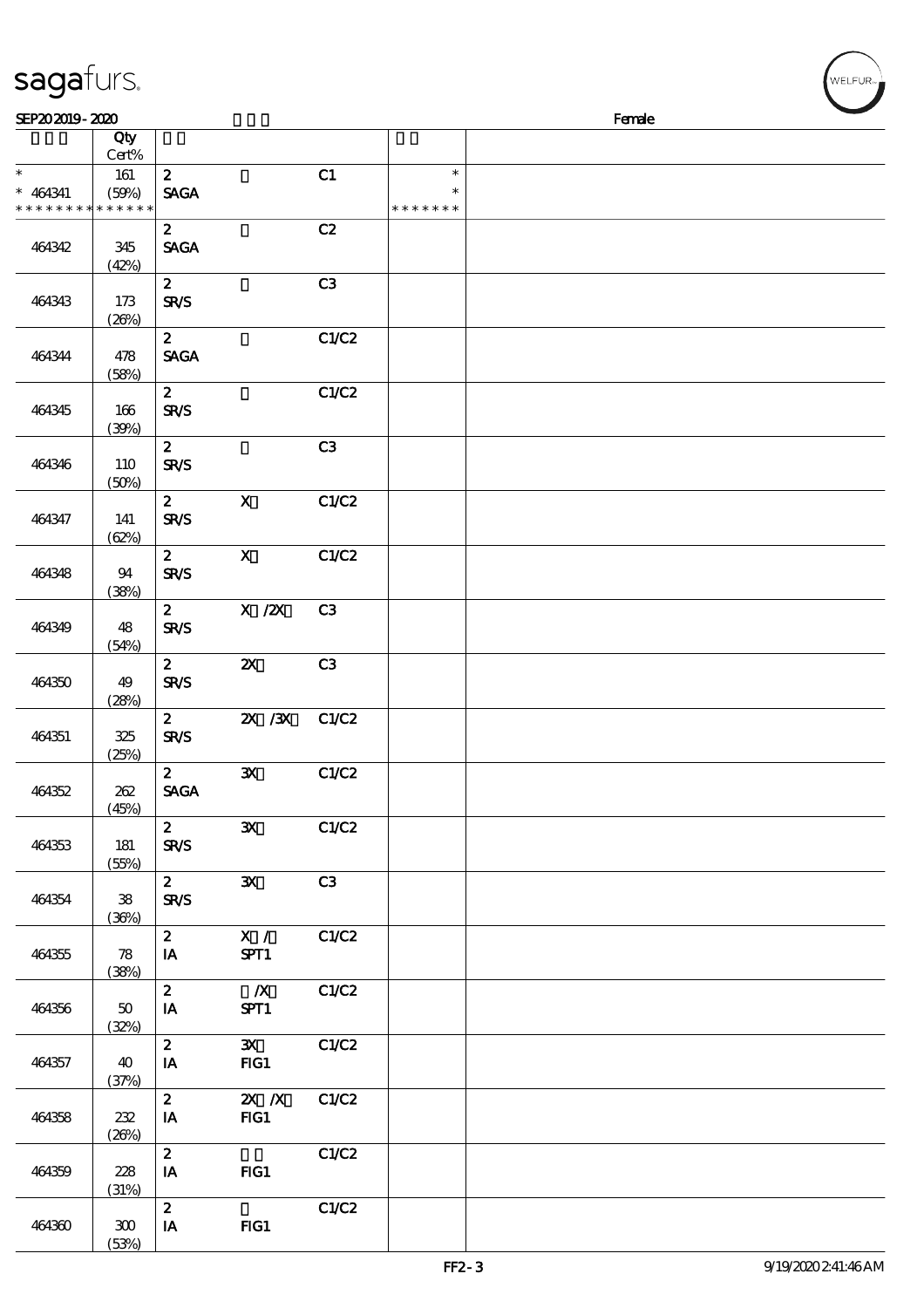sagafurs.

SEP20 2019 - 2020 Female

| | Qty Cert% | | | | | |
|---|---|---|---|---|---|---|
| * <br> * 464341 <br> * * * * * * * * * * * * * * | 161 (59%) | 2 SAGA | | C1 | * <br> * <br> * * * * * * * | |
| 464342 | 345 (42%) | 2 SAGA | | C2 | | |
| 464343 | 173 (26%) | 2 SR/S | | C3 | | |
| 464344 | 478 (58%) | 2 SAGA | | C1/C2 | | |
| 464345 | 166 (39%) | 2 SR/S | | C1/C2 | | |
| 464346 | 110 (50%) | 2 SR/S | | C3 | | |
| 464347 | 141 (62%) | 2 SR/S | X | C1/C2 | | |
| 464348 | 94 (38%) | 2 SR/S | X | C1/C2 | | |
| 464349 | 48 (54%) | 2 SR/S | X /2X | C3 | | |
| 464350 | 49 (28%) | 2 SR/S | 2X | C3 | | |
| 464351 | 325 (25%) | 2 SR/S | 2X /3X | C1/C2 | | |
| 464352 | 262 (45%) | 2 SAGA | 3X | C1/C2 | | |
| 464353 | 181 (55%) | 2 SR/S | 3X | C1/C2 | | |
| 464354 | 38 (36%) | 2 SR/S | 3X | C3 | | |
| 464355 | 78 (38%) | 2 IA | X / SPT1 | C1/C2 | | |
| 464356 | 50 (32%) | 2 IA | /X SPT1 | C1/C2 | | |
| 464357 | 40 (37%) | 2 IA | 3X FIG1 | C1/C2 | | |
| 464358 | 232 (26%) | 2 IA | 2X /X FIG1 | C1/C2 | | |
| 464359 | 228 (31%) | 2 IA | FIG1 | C1/C2 | | |
| 464360 | 300 (53%) | 2 IA | FIG1 | C1/C2 | | |

FF2 - 3 9/19/2020 2:41:46 AM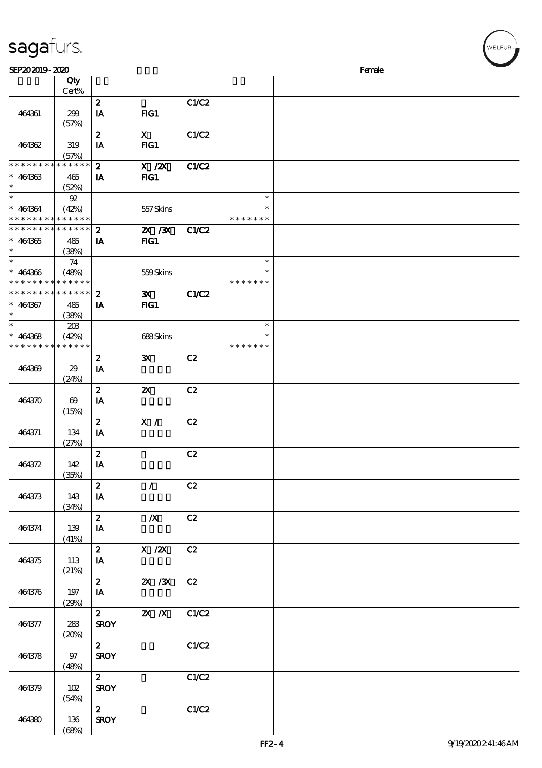SEP20 2019 - 2020 Female

| | Qty Cert% | | | | | |
|---|---|---|---|---|---|---|
| 464361 | 299 (57%) | 2 IA | FIG1 | C1/C2 | | |
| 464362 | 319 (57%) | 2 IA | X FIG1 | C1/C2 | | |
| * * * * * * * * * * * * * * 464363 * | 465 (52%) | 2 IA | X /2X FIG1 | C1/C2 | | |
| * * 464364 * * * * * * * * * * * * * | 92 (42%) | | 557 Skins | | * * * * * * * * * | |
| * * * * * * * * * * * * * * 464365 * | 485 (38%) | 2 IA | 2X /3X FIG1 | C1/C2 | | |
| * * 464366 * * * * * * * * * * * * * | 74 (48%) | | 559 Skins | | * * * * * * * * * | |
| * * * * * * * * * * * * * * 464367 * | 485 (38%) | 2 IA | 3X FIG1 | C1/C2 | | |
| * * 464368 * * * * * * * * * * * * * | 203 (42%) | | 688 Skins | | * * * * * * * * * | |
| 464369 | 29 (24%) | 2 IA | 3X | C2 | | |
| 464370 | 69 (15%) | 2 IA | 2X | C2 | | |
| 464371 | 134 (27%) | 2 IA | X / | C2 | | |
| 464372 | 142 (35%) | 2 IA | | C2 | | |
| 464373 | 143 (34%) | 2 IA | / | C2 | | |
| 464374 | 139 (41%) | 2 IA | /X | C2 | | |
| 464375 | 113 (21%) | 2 IA | X /2X | C2 | | |
| 464376 | 197 (29%) | 2 IA | 2X /3X | C2 | | |
| 464377 | 283 (20%) | 2 SROY | 2X /X | C1/C2 | | |
| 464378 | 97 (48%) | 2 SROY | | C1/C2 | | |
| 464379 | 102 (54%) | 2 SROY | | C1/C2 | | |
| 464380 | 136 (68%) | 2 SROY | | C1/C2 | | |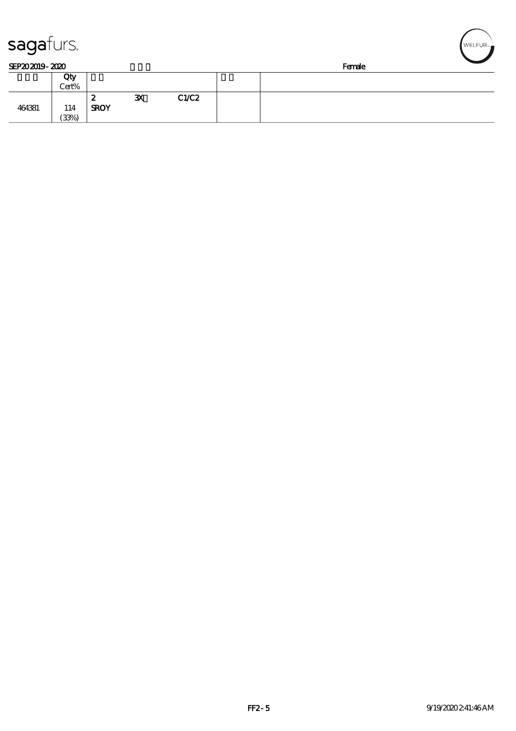SEP20 2019 - 2020 Female

| | Qty<br>Cert% | | | | | |
|---|---|---|---|---|---|---|
| 464381 | 114<br>(33%) | 2<br>SROY | 3X | C1/C2 | | |

FF2 - 5 9/19/2020 2:41:46 AM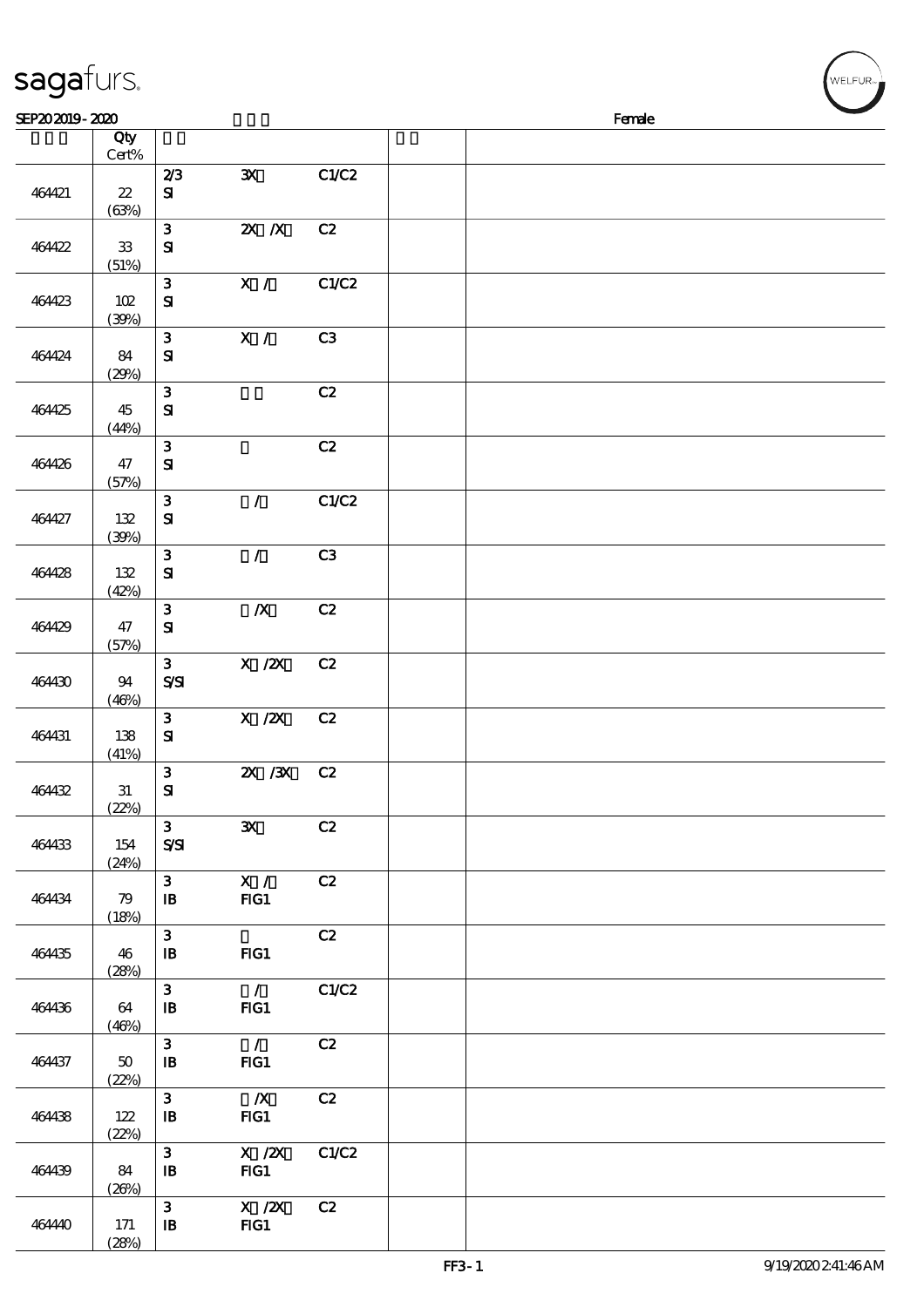| | Qty Cert% | | | | | |
|---|---|---|---|---|---|---|
| 464421 | 22 (63%) | 2/3 SI | 3X | C1/C2 | | |
| 464422 | 33 (51%) | 3 SI | 2X /X | C2 | | |
| 464423 | 102 (39%) | 3 SI | X / | C1/C2 | | |
| 464424 | 84 (29%) | 3 SI | X / | C3 | | |
| 464425 | 45 (44%) | 3 SI | | C2 | | |
| 464426 | 47 (57%) | 3 SI | | C2 | | |
| 464427 | 132 (39%) | 3 SI | / | C1/C2 | | |
| 464428 | 132 (42%) | 3 SI | / | C3 | | |
| 464429 | 47 (57%) | 3 SI | /X | C2 | | |
| 464430 | 94 (46%) | 3 S/SI | X /2X | C2 | | |
| 464431 | 138 (41%) | 3 SI | X /2X | C2 | | |
| 464432 | 31 (22%) | 3 SI | 2X /3X | C2 | | |
| 464433 | 154 (24%) | 3 S/SI | 3X | C2 | | |
| 464434 | 79 (18%) | 3 IB | X / FIG1 | C2 | | |
| 464435 | 46 (28%) | 3 IB | FIG1 | C2 | | |
| 464436 | 64 (46%) | 3 IB | / FIG1 | C1/C2 | | |
| 464437 | 50 (22%) | 3 IB | / FIG1 | C2 | | |
| 464438 | 122 (22%) | 3 IB | /X FIG1 | C2 | | |
| 464439 | 84 (26%) | 3 IB | X /2X FIG1 | C1/C2 | | |
| 464440 | 171 (28%) | 3 IB | X /2X FIG1 | C2 | | |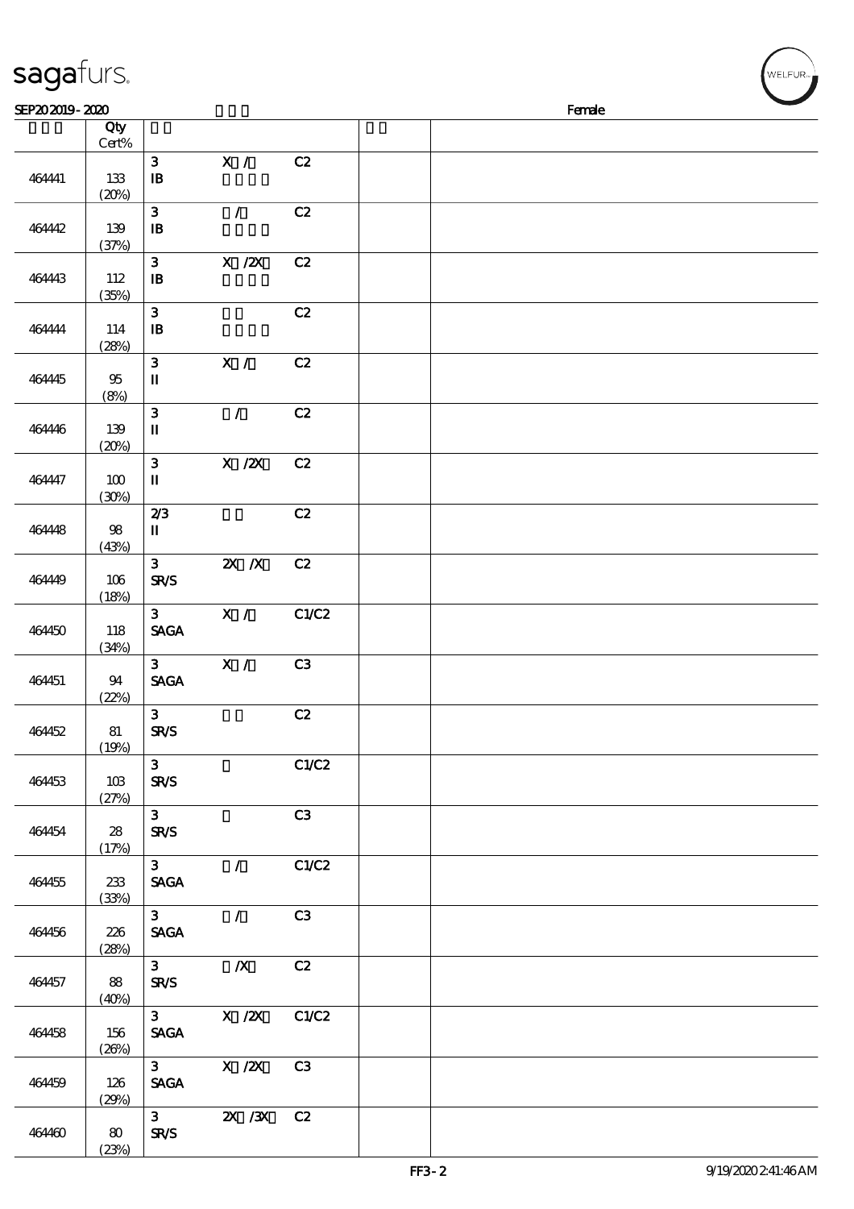SEP20 2019 - 2020 Female

| | Qty Cert% | | | | | |
|---|---|---|---|---|---|---|
| 464441 | 133 (20%) | 3 IB | X / | C2 | | |
| 464442 | 139 (37%) | 3 IB | / | C2 | | |
| 464443 | 112 (35%) | 3 IB | X /2X | C2 | | |
| 464444 | 114 (28%) | 3 IB | | C2 | | |
| 464445 | 95 (8%) | 3 II | X / | C2 | | |
| 464446 | 139 (20%) | 3 II | / | C2 | | |
| 464447 | 100 (30%) | 3 II | X /2X | C2 | | |
| 464448 | 98 (43%) | 2/3 II | | C2 | | |
| 464449 | 106 (18%) | 3 SR/S | 2X /X | C2 | | |
| 464450 | 118 (34%) | 3 SAGA | X / | C1/C2 | | |
| 464451 | 94 (22%) | 3 SAGA | X / | C3 | | |
| 464452 | 81 (19%) | 3 SR/S | | C2 | | |
| 464453 | 103 (27%) | 3 SR/S | | C1/C2 | | |
| 464454 | 28 (17%) | 3 SR/S | | C3 | | |
| 464455 | 233 (33%) | 3 SAGA | / | C1/C2 | | |
| 464456 | 226 (28%) | 3 SAGA | / | C3 | | |
| 464457 | 88 (40%) | 3 SR/S | /X | C2 | | |
| 464458 | 156 (26%) | 3 SAGA | X /2X | C1/C2 | | |
| 464459 | 126 (29%) | 3 SAGA | X /2X | C3 | | |
| 464460 | 80 (23%) | 3 SR/S | 2X /3X | C2 | | |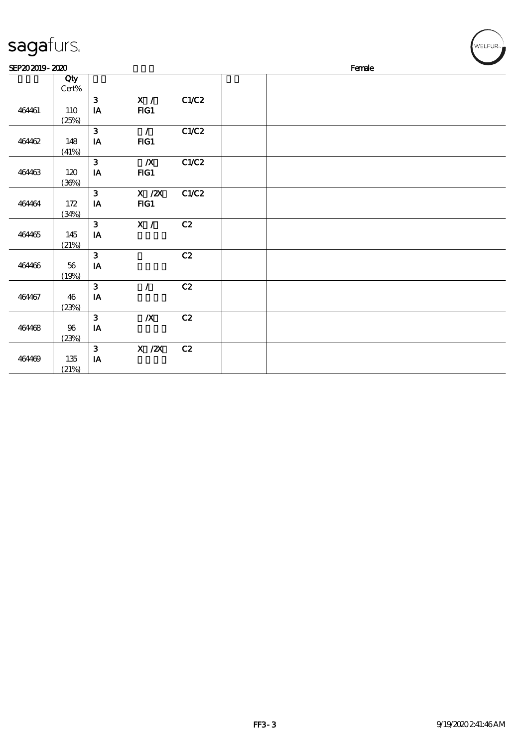| | Qty Cert% | | | | | |
|---|---|---|---|---|---|---|
| 464461 | 110 (25%) | 3 IA | X / FIG1 | C1/C2 | | |
| 464462 | 148 (41%) | 3 IA | / FIG1 | C1/C2 | | |
| 464463 | 120 (36%) | 3 IA | /X FIG1 | C1/C2 | | |
| 464464 | 172 (34%) | 3 IA | X /2X FIG1 | C1/C2 | | |
| 464465 | 145 (21%) | 3 IA | X / | C2 | | |
| 464466 | 56 (19%) | 3 IA | | C2 | | |
| 464467 | 46 (23%) | 3 IA | / | C2 | | |
| 464468 | 96 (23%) | 3 IA | /X | C2 | | |
| 464469 | 135 (21%) | 3 IA | X /2X | C2 | | |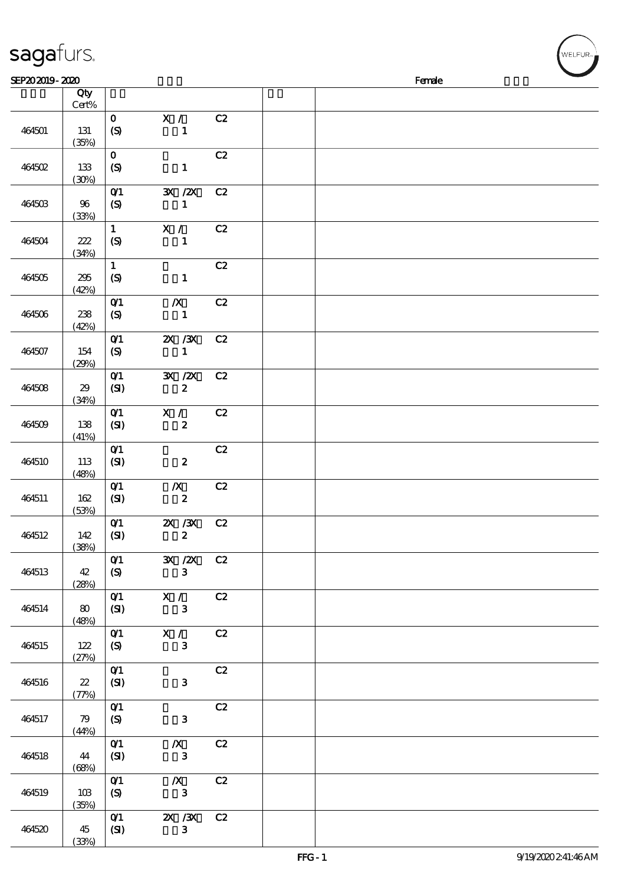SEP20 2019 - 2020 Female

| | Qty Cert% | | | |
|---|---|---|---|---|
| 464501 | 131 (35%) | 0 (S) X / 1 C2 | | |
| 464502 | 133 (30%) | 0 (S) 1 C2 | | |
| 464503 | 96 (33%) | 0/1 (S) 3X /2X 1 C2 | | |
| 464504 | 222 (34%) | 1 (S) X / 1 C2 | | |
| 464505 | 295 (42%) | 1 (S) 1 C2 | | |
| 464506 | 238 (42%) | 0/1 (S) /X 1 C2 | | |
| 464507 | 154 (29%) | 0/1 (S) 2X /3X 1 C2 | | |
| 464508 | 29 (34%) | 0/1 (SI) 3X /2X 2 C2 | | |
| 464509 | 138 (41%) | 0/1 (SI) X / 2 C2 | | |
| 464510 | 113 (48%) | 0/1 (SI) 2 C2 | | |
| 464511 | 162 (53%) | 0/1 (SI) /X 2 C2 | | |
| 464512 | 142 (38%) | 0/1 (SI) 2X /3X 2 C2 | | |
| 464513 | 42 (28%) | 0/1 (S) 3X /2X 3 C2 | | |
| 464514 | 80 (48%) | 0/1 (SI) X / 3 C2 | | |
| 464515 | 122 (27%) | 0/1 (S) X / 3 C2 | | |
| 464516 | 22 (77%) | 0/1 (SI) 3 C2 | | |
| 464517 | 79 (44%) | 0/1 (S) 3 C2 | | |
| 464518 | 44 (68%) | 0/1 (SI) /X 3 C2 | | |
| 464519 | 103 (35%) | 0/1 (S) /X 3 C2 | | |
| 464520 | 45 (33%) | 0/1 (SI) 2X /3X 3 C2 | | |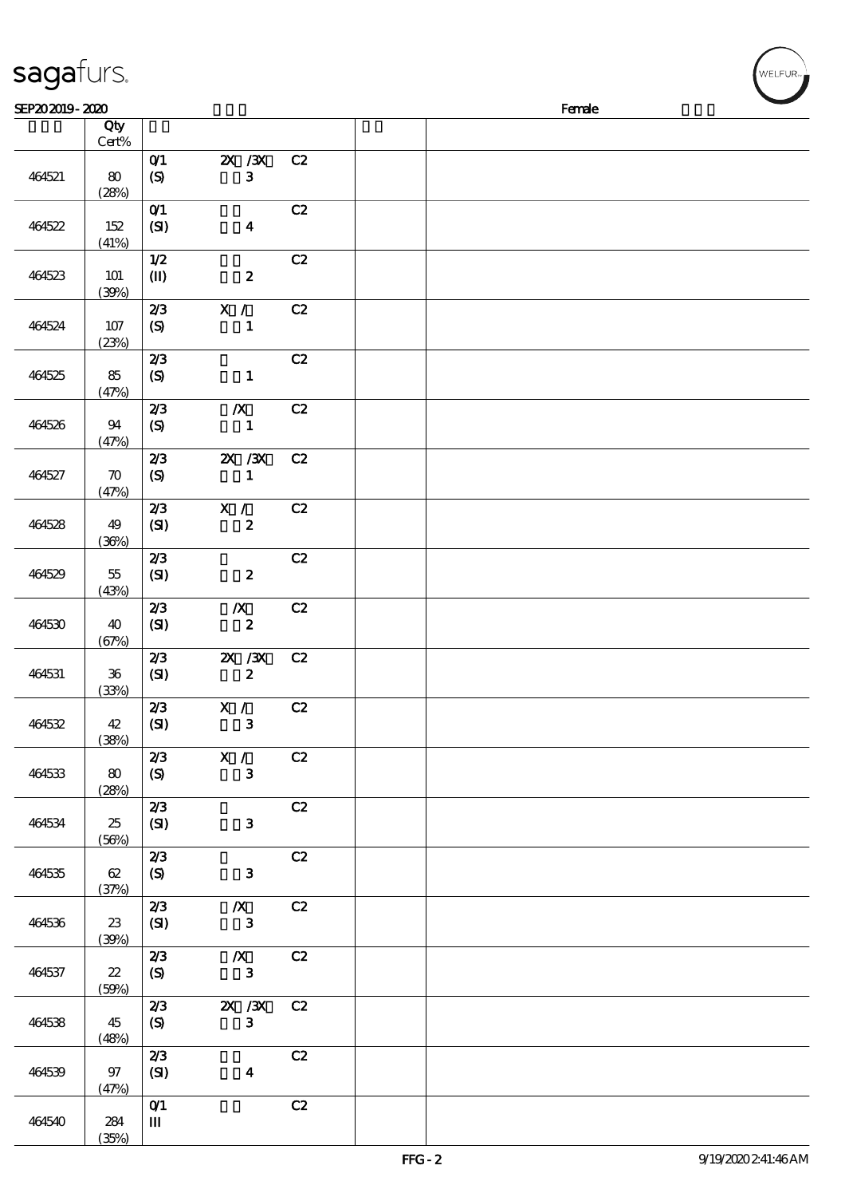SEP20 2019 - 2020 Female

| | Qty Cert% | | | | |
|---|---|---|---|---|---|
| 464521 | 80 (28%) | 0/1 (S) | 2X /3X 3 | C2 | |
| 464522 | 152 (41%) | 0/1 (SI) | 4 | C2 | |
| 464523 | 101 (39%) | 1/2 (II) | 2 | C2 | |
| 464524 | 107 (23%) | 2/3 (S) | X / 1 | C2 | |
| 464525 | 85 (47%) | 2/3 (S) | 1 | C2 | |
| 464526 | 94 (47%) | 2/3 (S) | /X 1 | C2 | |
| 464527 | 70 (47%) | 2/3 (S) | 2X /3X 1 | C2 | |
| 464528 | 49 (36%) | 2/3 (SI) | X / 2 | C2 | |
| 464529 | 55 (43%) | 2/3 (SI) | 2 | C2 | |
| 464530 | 40 (67%) | 2/3 (SI) | /X 2 | C2 | |
| 464531 | 36 (33%) | 2/3 (SI) | 2X /3X 2 | C2 | |
| 464532 | 42 (38%) | 2/3 (SI) | X / 3 | C2 | |
| 464533 | 80 (28%) | 2/3 (S) | X / 3 | C2 | |
| 464534 | 25 (56%) | 2/3 (SI) | 3 | C2 | |
| 464535 | 62 (37%) | 2/3 (S) | 3 | C2 | |
| 464536 | 23 (39%) | 2/3 (SI) | /X 3 | C2 | |
| 464537 | 22 (59%) | 2/3 (S) | /X 3 | C2 | |
| 464538 | 45 (48%) | 2/3 (S) | 2X /3X 3 | C2 | |
| 464539 | 97 (47%) | 2/3 (SI) | 4 | C2 | |
| 464540 | 284 (35%) | 0/1 III | | C2 | |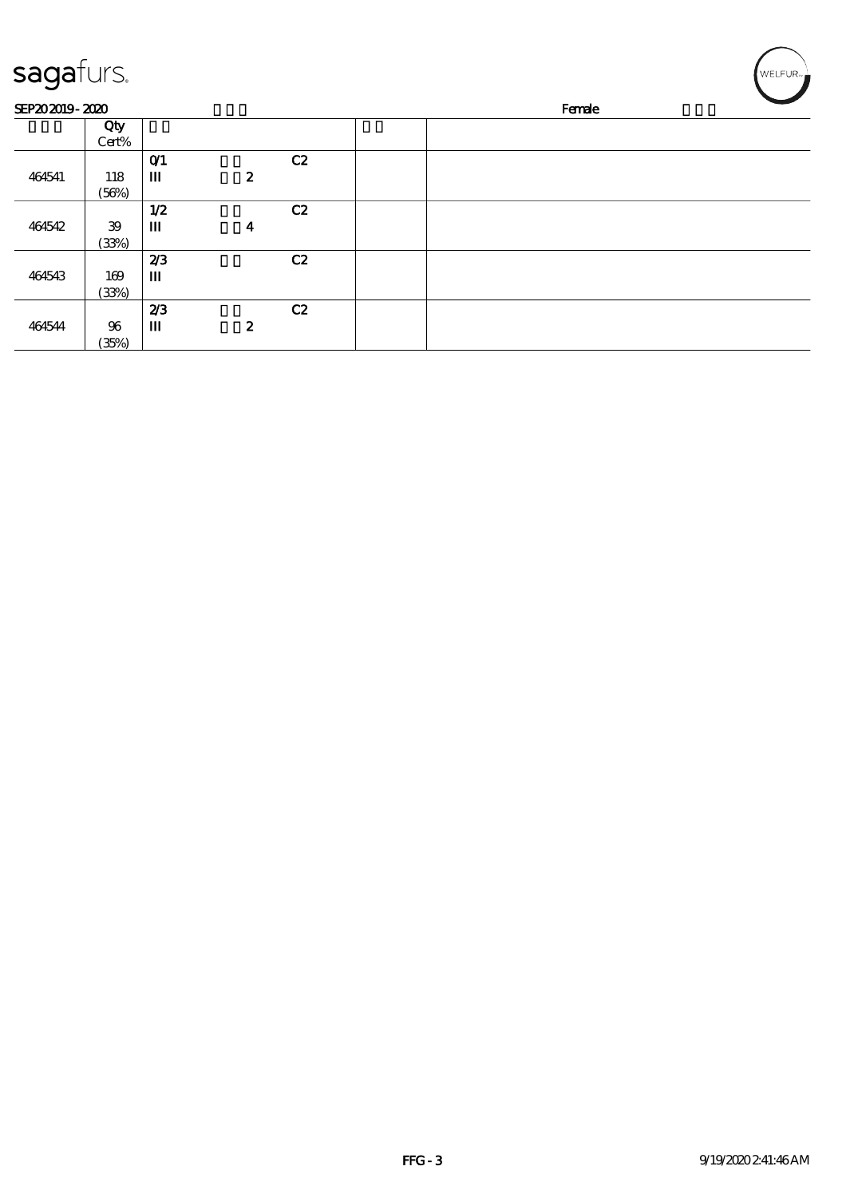| | Qty<br>Cert% | | | | | |
|---|---|---|---|---|---|---|
| 464541 | 118<br>(56%) | 0/1<br>III | 2 | C2 | | |
| 464542 | 39<br>(33%) | 1/2<br>III | 4 | C2 | | |
| 464543 | 169<br>(33%) | 2/3<br>III | | C2 | | |
| 464544 | 96<br>(35%) | 2/3<br>III | 2 | C2 | | |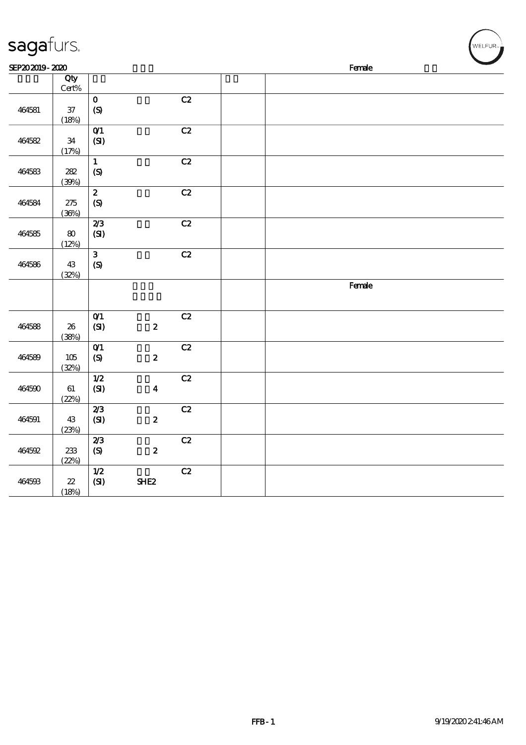| | Qty Cert% | | | | | |
|---|---|---|---|---|---|---|
| 464581 | 37 (18%) | 0 (S) | | C2 | | |
| 464582 | 34 (17%) | 0/1 (SI) | | C2 | | |
| 464583 | 282 (39%) | 1 (S) | | C2 | | |
| 464584 | 275 (36%) | 2 (S) | | C2 | | |
| 464585 | 80 (12%) | 2/3 (SI) | | C2 | | |
| 464586 | 43 (32%) | 3 (S) | | C2 | | |
| | | | | | | Female |
| 464588 | 26 (38%) | 0/1 (SI) | 2 | C2 | | |
| 464589 | 105 (32%) | 0/1 (S) | 2 | C2 | | |
| 464590 | 61 (22%) | 1/2 (SI) | 4 | C2 | | |
| 464591 | 43 (23%) | 2/3 (SI) | 2 | C2 | | |
| 464592 | 233 (22%) | 2/3 (S) | 2 | C2 | | |
| 464593 | 22 (18%) | 1/2 (SI) | SHE2 | C2 | | |